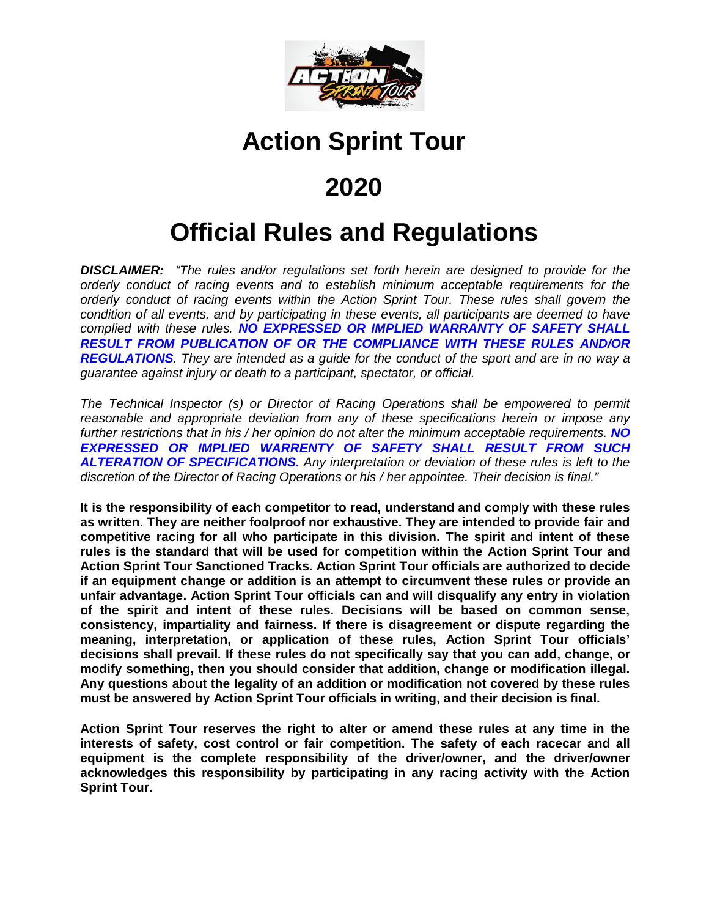# Action Sprint Tour

# 2020

# Official Rules and Regulations

***DISCLAIMER:*** *"The rules and/or regulations set forth herein are designed to provide for the orderly conduct of racing events and to establish minimum acceptable requirements for the orderly conduct of racing events within the Action Sprint Tour. These rules shall govern the condition of all events, and by participating in these events, all participants are deemed to have complied with these rules.* ***NO EXPRESSED OR IMPLIED WARRANTY OF SAFETY SHALL RESULT FROM PUBLICATION OF OR THE COMPLIANCE WITH THESE RULES AND/OR REGULATIONS****. They are intended as a guide for the conduct of the sport and are in no way a guarantee against injury or death to a participant, spectator, or official.*

*The Technical Inspector (s) or Director of Racing Operations shall be empowered to permit reasonable and appropriate deviation from any of these specifications herein or impose any further restrictions that in his / her opinion do not alter the minimum acceptable requirements.* ***NO EXPRESSED OR IMPLIED WARRENTY OF SAFETY SHALL RESULT FROM SUCH ALTERATION OF SPECIFICATIONS.*** *Any interpretation or deviation of these rules is left to the discretion of the Director of Racing Operations or his / her appointee. Their decision is final."*

**It is the responsibility of each competitor to read, understand and comply with these rules as written. They are neither foolproof nor exhaustive. They are intended to provide fair and competitive racing for all who participate in this division. The spirit and intent of these rules is the standard that will be used for competition within the Action Sprint Tour and Action Sprint Tour Sanctioned Tracks. Action Sprint Tour officials are authorized to decide if an equipment change or addition is an attempt to circumvent these rules or provide an unfair advantage. Action Sprint Tour officials can and will disqualify any entry in violation of the spirit and intent of these rules. Decisions will be based on common sense, consistency, impartiality and fairness. If there is disagreement or dispute regarding the meaning, interpretation, or application of these rules, Action Sprint Tour officials' decisions shall prevail. If these rules do not specifically say that you can add, change, or modify something, then you should consider that addition, change or modification illegal. Any questions about the legality of an addition or modification not covered by these rules must be answered by Action Sprint Tour officials in writing, and their decision is final.**

**Action Sprint Tour reserves the right to alter or amend these rules at any time in the interests of safety, cost control or fair competition. The safety of each racecar and all equipment is the complete responsibility of the driver/owner, and the driver/owner acknowledges this responsibility by participating in any racing activity with the Action Sprint Tour.**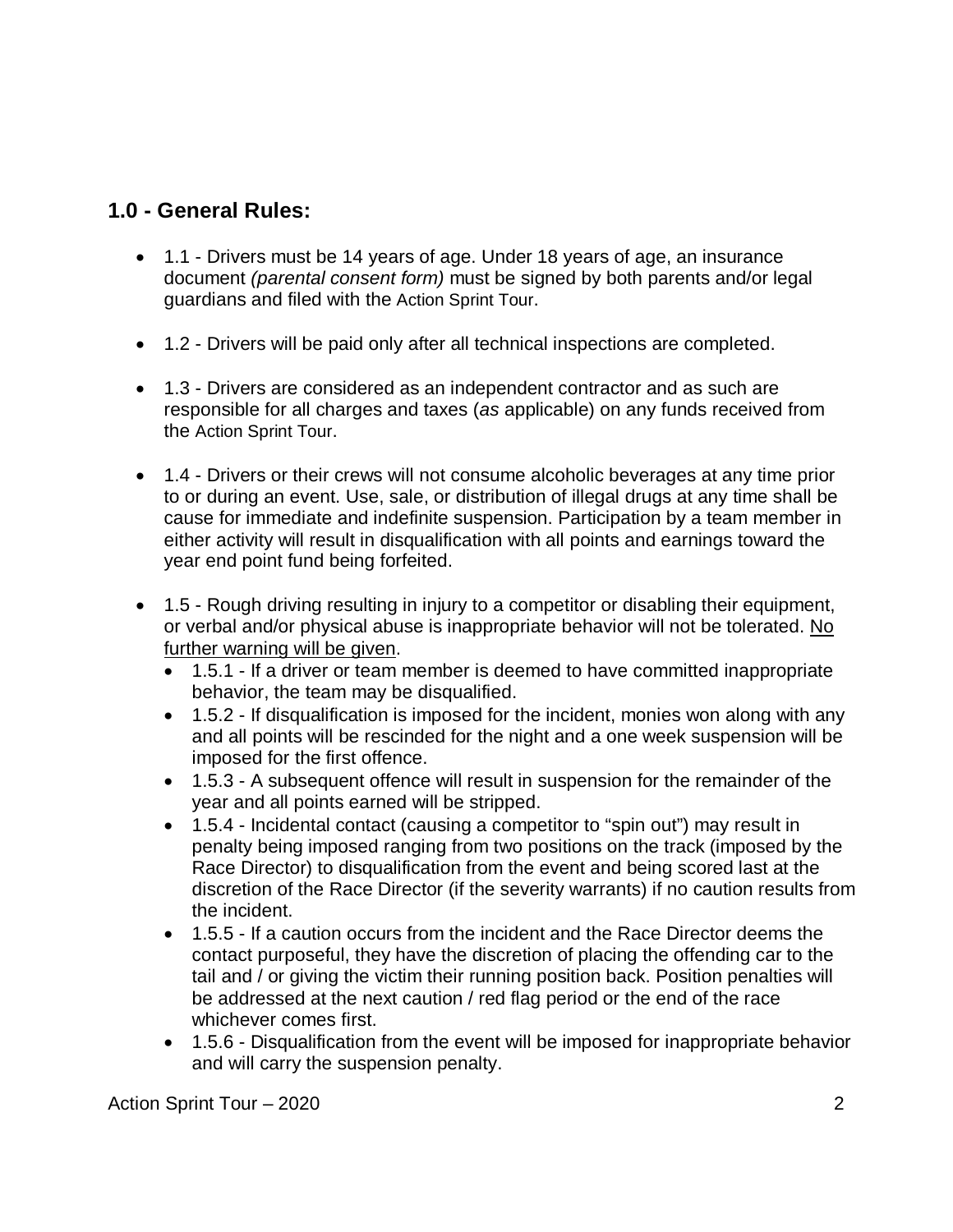## 1.0 - General Rules:

- 1.1 - Drivers must be 14 years of age. Under 18 years of age, an insurance document *(parental consent form)* must be signed by both parents and/or legal guardians and filed with the Action Sprint Tour.
- 1.2 - Drivers will be paid only after all technical inspections are completed.
- 1.3 - Drivers are considered as an independent contractor and as such are responsible for all charges and taxes (*as* applicable) on any funds received from the Action Sprint Tour.
- 1.4 - Drivers or their crews will not consume alcoholic beverages at any time prior to or during an event. Use, sale, or distribution of illegal drugs at any time shall be cause for immediate and indefinite suspension. Participation by a team member in either activity will result in disqualification with all points and earnings toward the year end point fund being forfeited.
- 1.5 - Rough driving resulting in injury to a competitor or disabling their equipment, or verbal and/or physical abuse is inappropriate behavior will not be tolerated. <u>No further warning will be given</u>.
  - 1.5.1 - If a driver or team member is deemed to have committed inappropriate behavior, the team may be disqualified.
  - 1.5.2 - If disqualification is imposed for the incident, monies won along with any and all points will be rescinded for the night and a one week suspension will be imposed for the first offence.
  - 1.5.3 - A subsequent offence will result in suspension for the remainder of the year and all points earned will be stripped.
  - 1.5.4 - Incidental contact (causing a competitor to "spin out") may result in penalty being imposed ranging from two positions on the track (imposed by the Race Director) to disqualification from the event and being scored last at the discretion of the Race Director (if the severity warrants) if no caution results from the incident.
  - 1.5.5 - If a caution occurs from the incident and the Race Director deems the contact purposeful, they have the discretion of placing the offending car to the tail and / or giving the victim their running position back. Position penalties will be addressed at the next caution / red flag period or the end of the race whichever comes first.
  - 1.5.6 - Disqualification from the event will be imposed for inappropriate behavior and will carry the suspension penalty.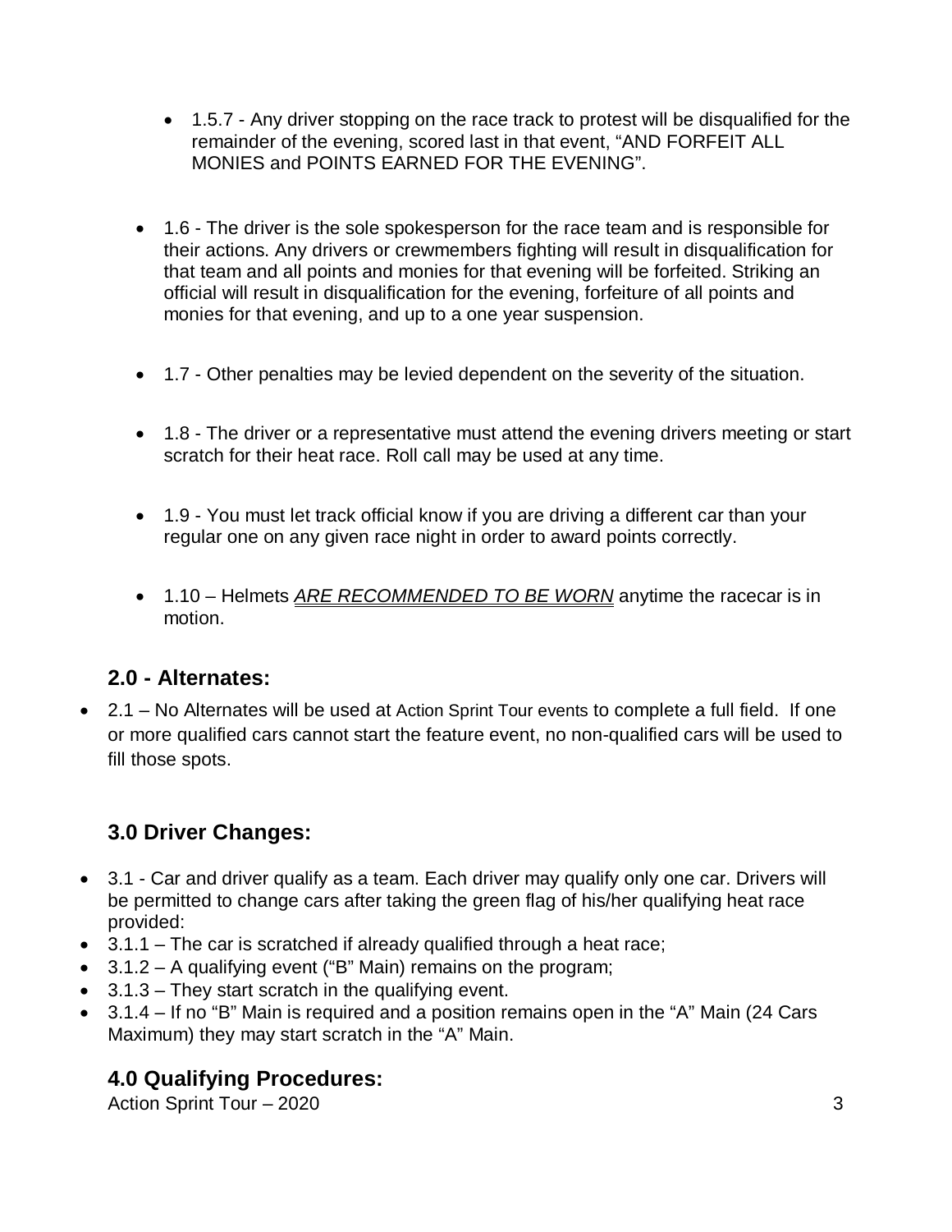- 1.5.7 - Any driver stopping on the race track to protest will be disqualified for the remainder of the evening, scored last in that event, “AND FORFEIT ALL MONIES and POINTS EARNED FOR THE EVENING”.

- 1.6 - The driver is the sole spokesperson for the race team and is responsible for their actions. Any drivers or crewmembers fighting will result in disqualification for that team and all points and monies for that evening will be forfeited. Striking an official will result in disqualification for the evening, forfeiture of all points and monies for that evening, and up to a one year suspension.

- 1.7 - Other penalties may be levied dependent on the severity of the situation.

- 1.8 - The driver or a representative must attend the evening drivers meeting or start scratch for their heat race. Roll call may be used at any time.

- 1.9 - You must let track official know if you are driving a different car than your regular one on any given race night in order to award points correctly.

- 1.10 – Helmets ***ARE RECOMMENDED TO BE WORN*** anytime the racecar is in motion.

## 2.0 - Alternates:

- 2.1 – No Alternates will be used at Action Sprint Tour events to complete a full field. If one or more qualified cars cannot start the feature event, no non-qualified cars will be used to fill those spots.

## 3.0 Driver Changes:

- 3.1 - Car and driver qualify as a team. Each driver may qualify only one car. Drivers will be permitted to change cars after taking the green flag of his/her qualifying heat race provided:
- 3.1.1 – The car is scratched if already qualified through a heat race;
- 3.1.2 – A qualifying event (“B” Main) remains on the program;
- 3.1.3 – They start scratch in the qualifying event.
- 3.1.4 – If no “B” Main is required and a position remains open in the “A” Main (24 Cars Maximum) they may start scratch in the “A” Main.

## 4.0 Qualifying Procedures: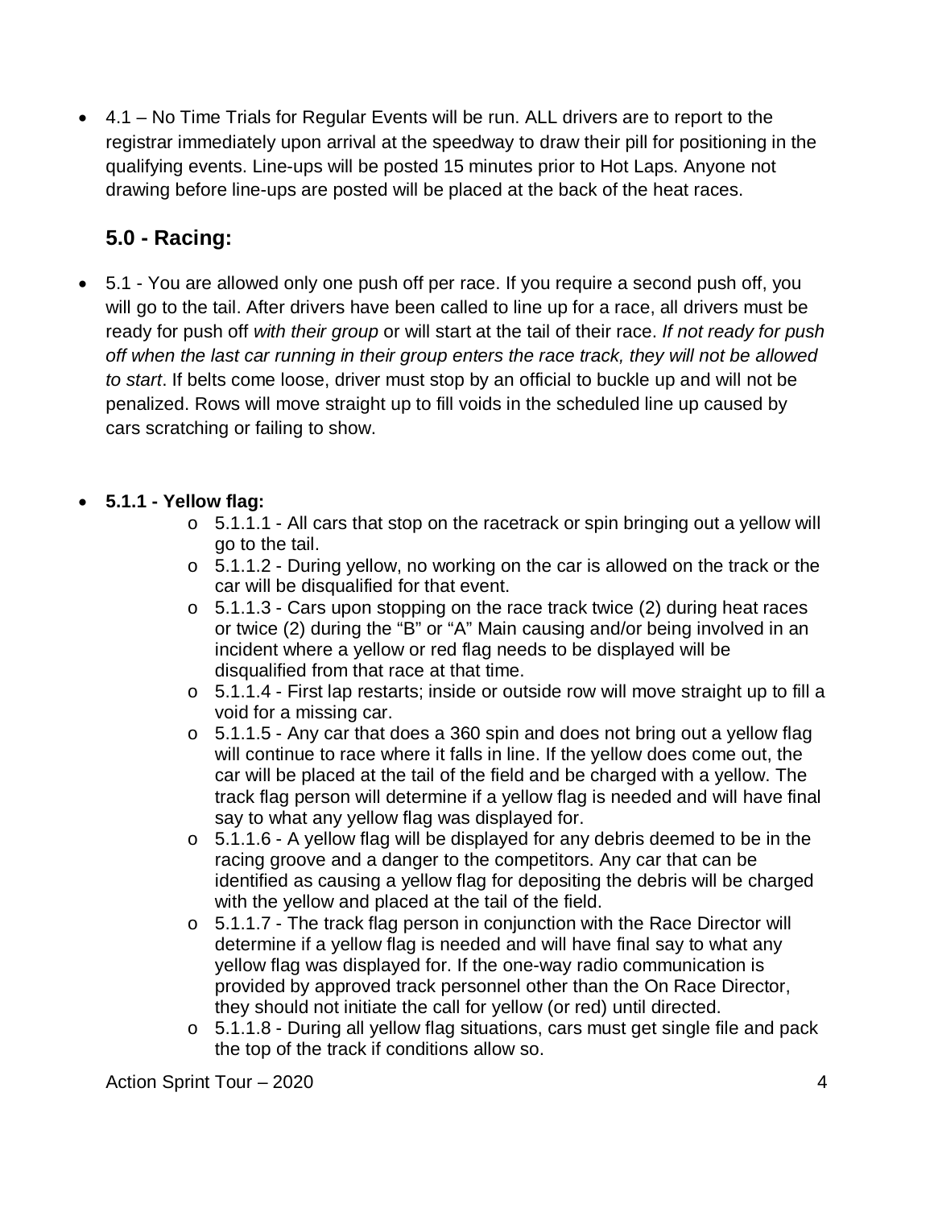- 4.1 – No Time Trials for Regular Events will be run. ALL drivers are to report to the registrar immediately upon arrival at the speedway to draw their pill for positioning in the qualifying events. Line-ups will be posted 15 minutes prior to Hot Laps. Anyone not drawing before line-ups are posted will be placed at the back of the heat races.

## 5.0 - Racing:

- 5.1 - You are allowed only one push off per race. If you require a second push off, you will go to the tail. After drivers have been called to line up for a race, all drivers must be ready for push off *with their group* or will start at the tail of their race. *If not ready for push off when the last car running in their group enters the race track, they will not be allowed to start*. If belts come loose, driver must stop by an official to buckle up and will not be penalized. Rows will move straight up to fill voids in the scheduled line up caused by cars scratching or failing to show.

- **5.1.1 - Yellow flag:**
  - 5.1.1.1 - All cars that stop on the racetrack or spin bringing out a yellow will go to the tail.
  - 5.1.1.2 - During yellow, no working on the car is allowed on the track or the car will be disqualified for that event.
  - 5.1.1.3 - Cars upon stopping on the race track twice (2) during heat races or twice (2) during the "B" or "A" Main causing and/or being involved in an incident where a yellow or red flag needs to be displayed will be disqualified from that race at that time.
  - 5.1.1.4 - First lap restarts; inside or outside row will move straight up to fill a void for a missing car.
  - 5.1.1.5 - Any car that does a 360 spin and does not bring out a yellow flag will continue to race where it falls in line. If the yellow does come out, the car will be placed at the tail of the field and be charged with a yellow. The track flag person will determine if a yellow flag is needed and will have final say to what any yellow flag was displayed for.
  - 5.1.1.6 - A yellow flag will be displayed for any debris deemed to be in the racing groove and a danger to the competitors. Any car that can be identified as causing a yellow flag for depositing the debris will be charged with the yellow and placed at the tail of the field.
  - 5.1.1.7 - The track flag person in conjunction with the Race Director will determine if a yellow flag is needed and will have final say to what any yellow flag was displayed for. If the one-way radio communication is provided by approved track personnel other than the On Race Director, they should not initiate the call for yellow (or red) until directed.
  - 5.1.1.8 - During all yellow flag situations, cars must get single file and pack the top of the track if conditions allow so.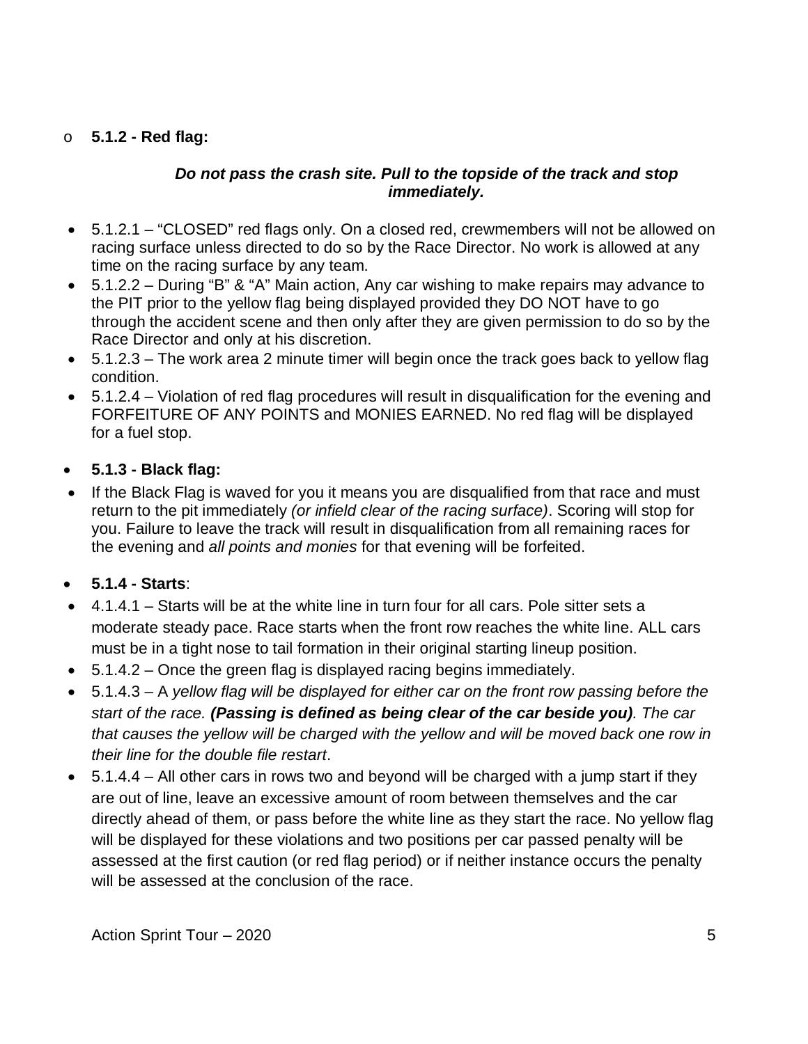- **5.1.2 - Red flag:**

***Do not pass the crash site. Pull to the topside of the track and stop immediately.***

- 5.1.2.1 – "CLOSED" red flags only. On a closed red, crewmembers will not be allowed on racing surface unless directed to do so by the Race Director. No work is allowed at any time on the racing surface by any team.
- 5.1.2.2 – During "B" & "A" Main action, Any car wishing to make repairs may advance to the PIT prior to the yellow flag being displayed provided they DO NOT have to go through the accident scene and then only after they are given permission to do so by the Race Director and only at his discretion.
- 5.1.2.3 – The work area 2 minute timer will begin once the track goes back to yellow flag condition.
- 5.1.2.4 – Violation of red flag procedures will result in disqualification for the evening and FORFEITURE OF ANY POINTS and MONIES EARNED. No red flag will be displayed for a fuel stop.

- **5.1.3 - Black flag:**
- If the Black Flag is waved for you it means you are disqualified from that race and must return to the pit immediately *(or infield clear of the racing surface)*. Scoring will stop for you. Failure to leave the track will result in disqualification from all remaining races for the evening and *all points and monies* for that evening will be forfeited.

- **5.1.4 - Starts**:
- 4.1.4.1 – Starts will be at the white line in turn four for all cars. Pole sitter sets a moderate steady pace. Race starts when the front row reaches the white line. ALL cars must be in a tight nose to tail formation in their original starting lineup position.
- 5.1.4.2 – Once the green flag is displayed racing begins immediately.
- 5.1.4.3 – A *yellow flag will be displayed for either car on the front row passing before the start of the race. **(Passing is defined as being clear of the car beside you)**. The car that causes the yellow will be charged with the yellow and will be moved back one row in their line for the double file restart*.
- 5.1.4.4 – All other cars in rows two and beyond will be charged with a jump start if they are out of line, leave an excessive amount of room between themselves and the car directly ahead of them, or pass before the white line as they start the race. No yellow flag will be displayed for these violations and two positions per car passed penalty will be assessed at the first caution (or red flag period) or if neither instance occurs the penalty will be assessed at the conclusion of the race.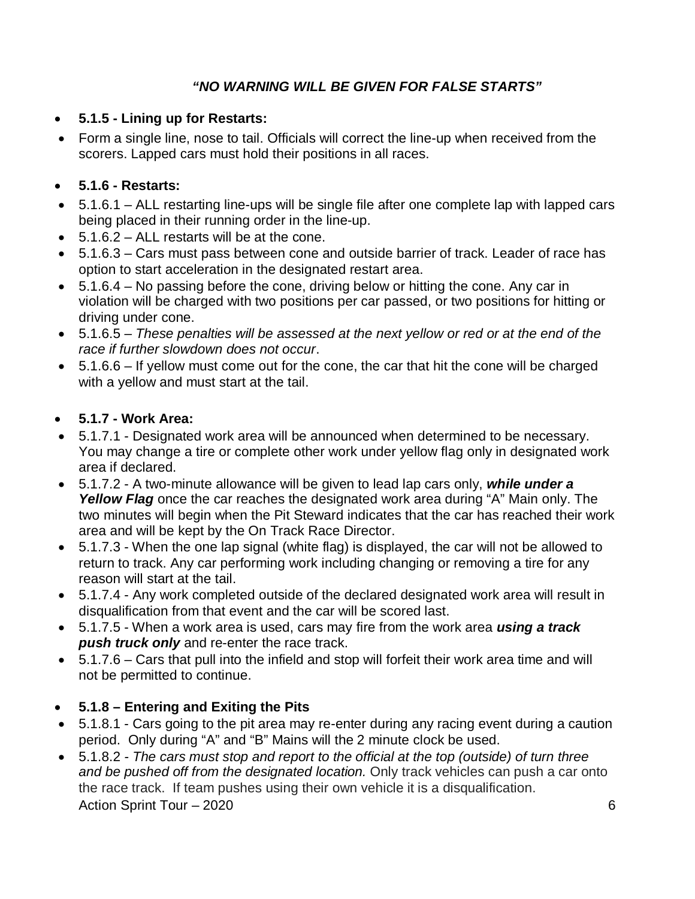***"NO WARNING WILL BE GIVEN FOR FALSE STARTS"***

- **5.1.5 - Lining up for Restarts:**
- Form a single line, nose to tail. Officials will correct the line-up when received from the scorers. Lapped cars must hold their positions in all races.

- **5.1.6 - Restarts:**
- 5.1.6.1 – ALL restarting line-ups will be single file after one complete lap with lapped cars being placed in their running order in the line-up.
- 5.1.6.2 – ALL restarts will be at the cone.
- 5.1.6.3 – Cars must pass between cone and outside barrier of track. Leader of race has option to start acceleration in the designated restart area.
- 5.1.6.4 – No passing before the cone, driving below or hitting the cone. Any car in violation will be charged with two positions per car passed, or two positions for hitting or driving under cone.
- 5.1.6.5 – *These penalties will be assessed at the next yellow or red or at the end of the race if further slowdown does not occur*.
- 5.1.6.6 – If yellow must come out for the cone, the car that hit the cone will be charged with a yellow and must start at the tail.

- **5.1.7 - Work Area:**
- 5.1.7.1 - Designated work area will be announced when determined to be necessary. You may change a tire or complete other work under yellow flag only in designated work area if declared.
- 5.1.7.2 - A two-minute allowance will be given to lead lap cars only, ***while under a Yellow Flag*** once the car reaches the designated work area during "A" Main only. The two minutes will begin when the Pit Steward indicates that the car has reached their work area and will be kept by the On Track Race Director.
- 5.1.7.3 - When the one lap signal (white flag) is displayed, the car will not be allowed to return to track. Any car performing work including changing or removing a tire for any reason will start at the tail.
- 5.1.7.4 - Any work completed outside of the declared designated work area will result in disqualification from that event and the car will be scored last.
- 5.1.7.5 - When a work area is used, cars may fire from the work area ***using a track push truck only*** and re-enter the race track.
- 5.1.7.6 – Cars that pull into the infield and stop will forfeit their work area time and will not be permitted to continue.

- **5.1.8 – Entering and Exiting the Pits**
- 5.1.8.1 - Cars going to the pit area may re-enter during any racing event during a caution period. Only during "A" and "B" Mains will the 2 minute clock be used.
- 5.1.8.2 - *The cars must stop and report to the official at the top (outside) of turn three and be pushed off from the designated location.* Only track vehicles can push a car onto the race track. If team pushes using their own vehicle it is a disqualification.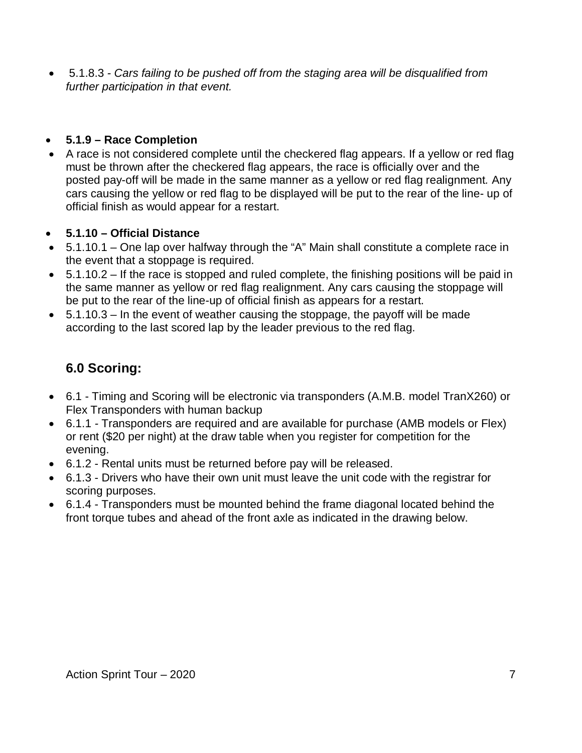- 5.1.8.3 - *Cars failing to be pushed off from the staging area will be disqualified from further participation in that event.*

- **5.1.9 – Race Completion**
- A race is not considered complete until the checkered flag appears. If a yellow or red flag must be thrown after the checkered flag appears, the race is officially over and the posted pay-off will be made in the same manner as a yellow or red flag realignment. Any cars causing the yellow or red flag to be displayed will be put to the rear of the line- up of official finish as would appear for a restart.

- **5.1.10 – Official Distance**
- 5.1.10.1 – One lap over halfway through the "A" Main shall constitute a complete race in the event that a stoppage is required.
- 5.1.10.2 – If the race is stopped and ruled complete, the finishing positions will be paid in the same manner as yellow or red flag realignment. Any cars causing the stoppage will be put to the rear of the line-up of official finish as appears for a restart.
- 5.1.10.3 – In the event of weather causing the stoppage, the payoff will be made according to the last scored lap by the leader previous to the red flag.

## 6.0 Scoring:

- 6.1 - Timing and Scoring will be electronic via transponders (A.M.B. model TranX260) or Flex Transponders with human backup
- 6.1.1 - Transponders are required and are available for purchase (AMB models or Flex) or rent ($20 per night) at the draw table when you register for competition for the evening.
- 6.1.2 - Rental units must be returned before pay will be released.
- 6.1.3 - Drivers who have their own unit must leave the unit code with the registrar for scoring purposes.
- 6.1.4 - Transponders must be mounted behind the frame diagonal located behind the front torque tubes and ahead of the front axle as indicated in the drawing below.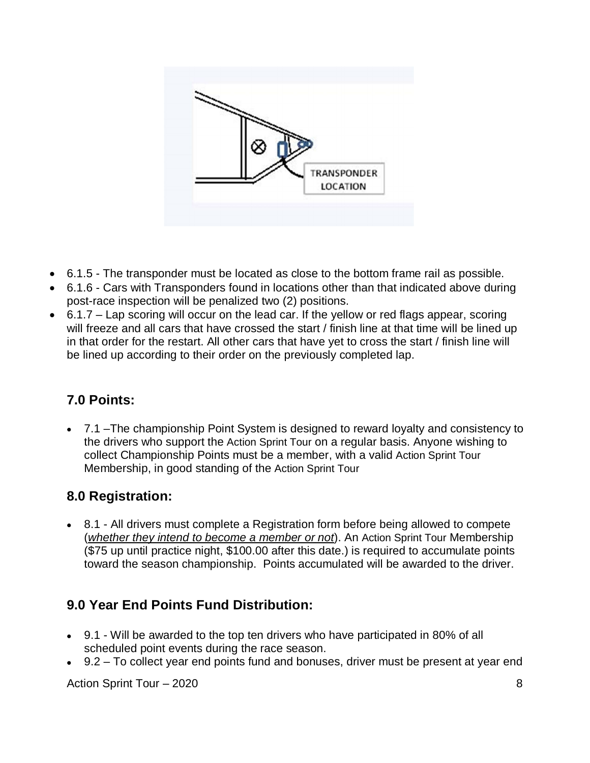- 6.1.5 - The transponder must be located as close to the bottom frame rail as possible.
- 6.1.6 - Cars with Transponders found in locations other than that indicated above during post-race inspection will be penalized two (2) positions.
- 6.1.7 – Lap scoring will occur on the lead car. If the yellow or red flags appear, scoring will freeze and all cars that have crossed the start / finish line at that time will be lined up in that order for the restart. All other cars that have yet to cross the start / finish line will be lined up according to their order on the previously completed lap.

## 7.0 Points:

- 7.1 –The championship Point System is designed to reward loyalty and consistency to the drivers who support the Action Sprint Tour on a regular basis. Anyone wishing to collect Championship Points must be a member, with a valid Action Sprint Tour Membership, in good standing of the Action Sprint Tour

## 8.0 Registration:

- 8.1 - All drivers must complete a Registration form before being allowed to compete (*whether they intend to become a member or not*). An Action Sprint Tour Membership ($75 up until practice night, $100.00 after this date.) is required to accumulate points toward the season championship. Points accumulated will be awarded to the driver.

## 9.0 Year End Points Fund Distribution:

- 9.1 - Will be awarded to the top ten drivers who have participated in 80% of all scheduled point events during the race season.
- 9.2 – To collect year end points fund and bonuses, driver must be present at year end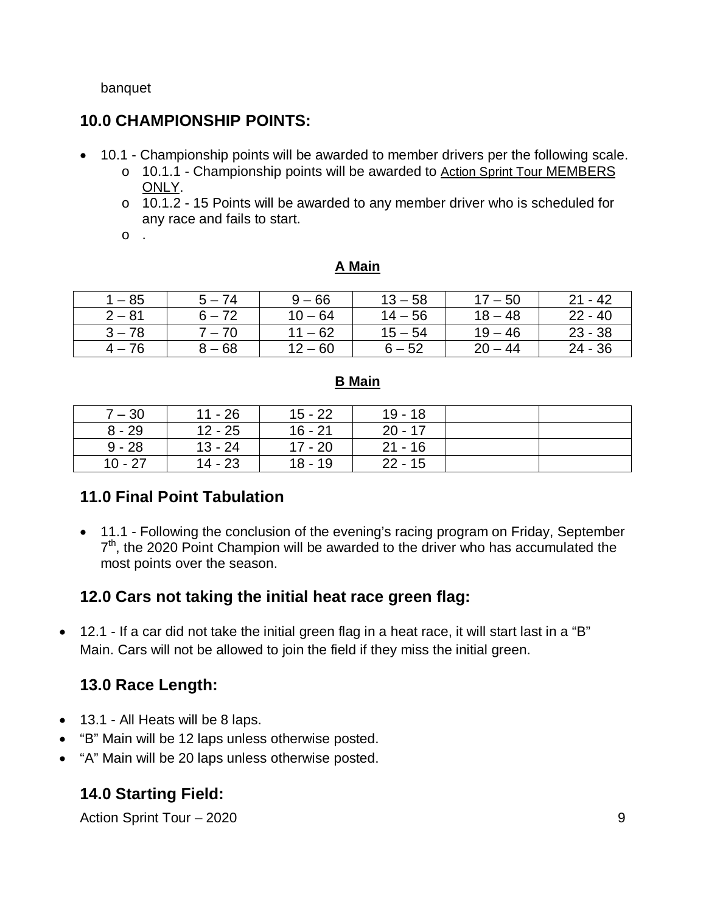banquet

## 10.0 CHAMPIONSHIP POINTS:

- 10.1 - Championship points will be awarded to member drivers per the following scale.
  - 10.1.1 - Championship points will be awarded to Action Sprint Tour MEMBERS ONLY.
  - 10.1.2 - 15 Points will be awarded to any member driver who is scheduled for any race and fails to start.
  - .

**A Main**

| | | | | | |
|---|---|---|---|---|---|
| 1 – 85 | 5 – 74 | 9 – 66 | 13 – 58 | 17 – 50 | 21 - 42 |
| 2 – 81 | 6 – 72 | 10 – 64 | 14 – 56 | 18 – 48 | 22 - 40 |
| 3 – 78 | 7 – 70 | 11 – 62 | 15 – 54 | 19 – 46 | 23 - 38 |
| 4 – 76 | 8 – 68 | 12 – 60 | 6 – 52 | 20 – 44 | 24 - 36 |

**B Main**

| | | | | | |
|---|---|---|---|---|---|
| 7 – 30 | 11 - 26 | 15 - 22 | 19 - 18 | | |
| 8 - 29 | 12 - 25 | 16 - 21 | 20 - 17 | | |
| 9 - 28 | 13 - 24 | 17 - 20 | 21 - 16 | | |
| 10 - 27 | 14 - 23 | 18 - 19 | 22 - 15 | | |

## 11.0 Final Point Tabulation

- 11.1 - Following the conclusion of the evening's racing program on Friday, September 7th, the 2020 Point Champion will be awarded to the driver who has accumulated the most points over the season.

## 12.0 Cars not taking the initial heat race green flag:

- 12.1 - If a car did not take the initial green flag in a heat race, it will start last in a "B" Main. Cars will not be allowed to join the field if they miss the initial green.

## 13.0 Race Length:

- 13.1 - All Heats will be 8 laps.
- "B" Main will be 12 laps unless otherwise posted.
- "A" Main will be 20 laps unless otherwise posted.

## 14.0 Starting Field: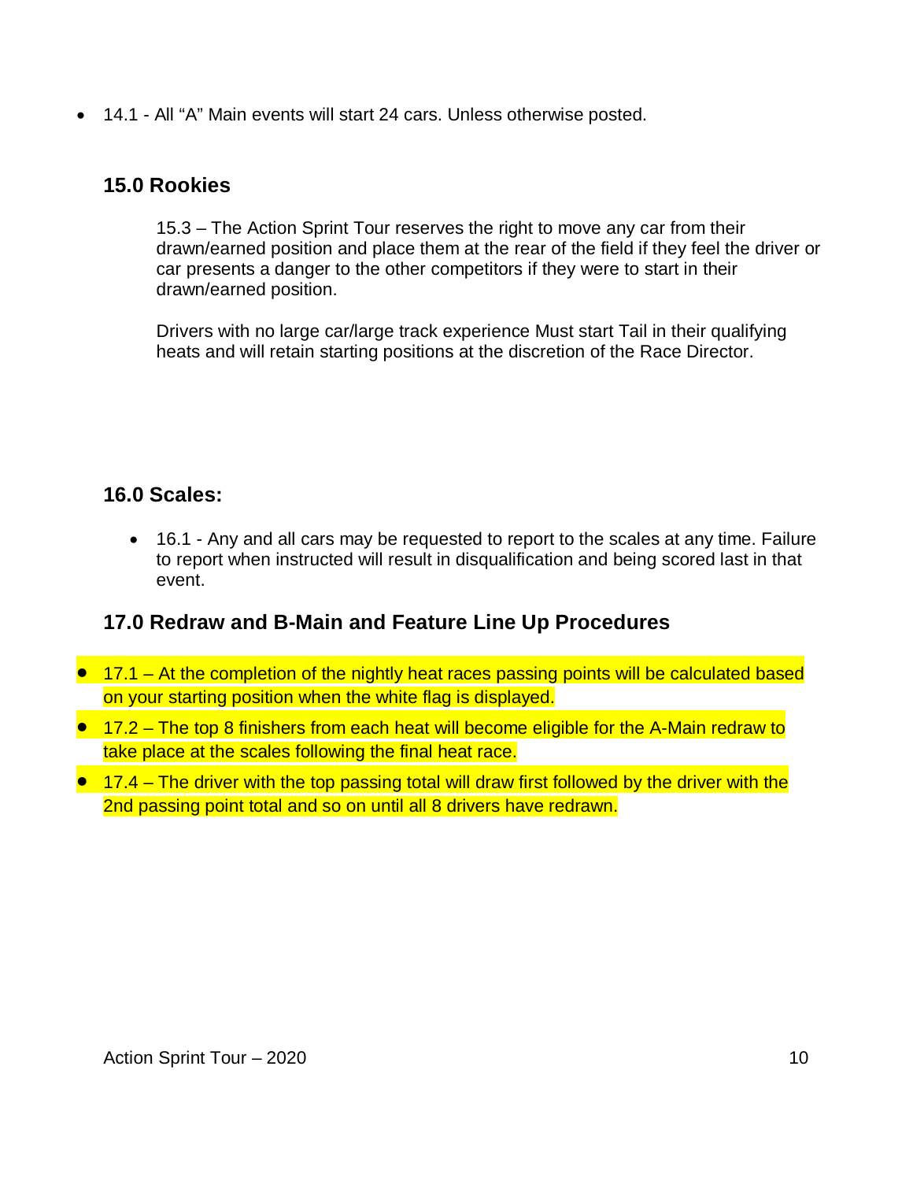- 14.1 - All “A” Main events will start 24 cars. Unless otherwise posted.

## 15.0 Rookies

15.3 – The Action Sprint Tour reserves the right to move any car from their drawn/earned position and place them at the rear of the field if they feel the driver or car presents a danger to the other competitors if they were to start in their drawn/earned position.

Drivers with no large car/large track experience Must start Tail in their qualifying heats and will retain starting positions at the discretion of the Race Director.

## 16.0 Scales:

- 16.1 - Any and all cars may be requested to report to the scales at any time. Failure to report when instructed will result in disqualification and being scored last in that event.

## 17.0 Redraw and B-Main and Feature Line Up Procedures

- 17.1 – At the completion of the nightly heat races passing points will be calculated based on your starting position when the white flag is displayed.
- 17.2 – The top 8 finishers from each heat will become eligible for the A-Main redraw to take place at the scales following the final heat race.
- 17.4 – The driver with the top passing total will draw first followed by the driver with the 2nd passing point total and so on until all 8 drivers have redrawn.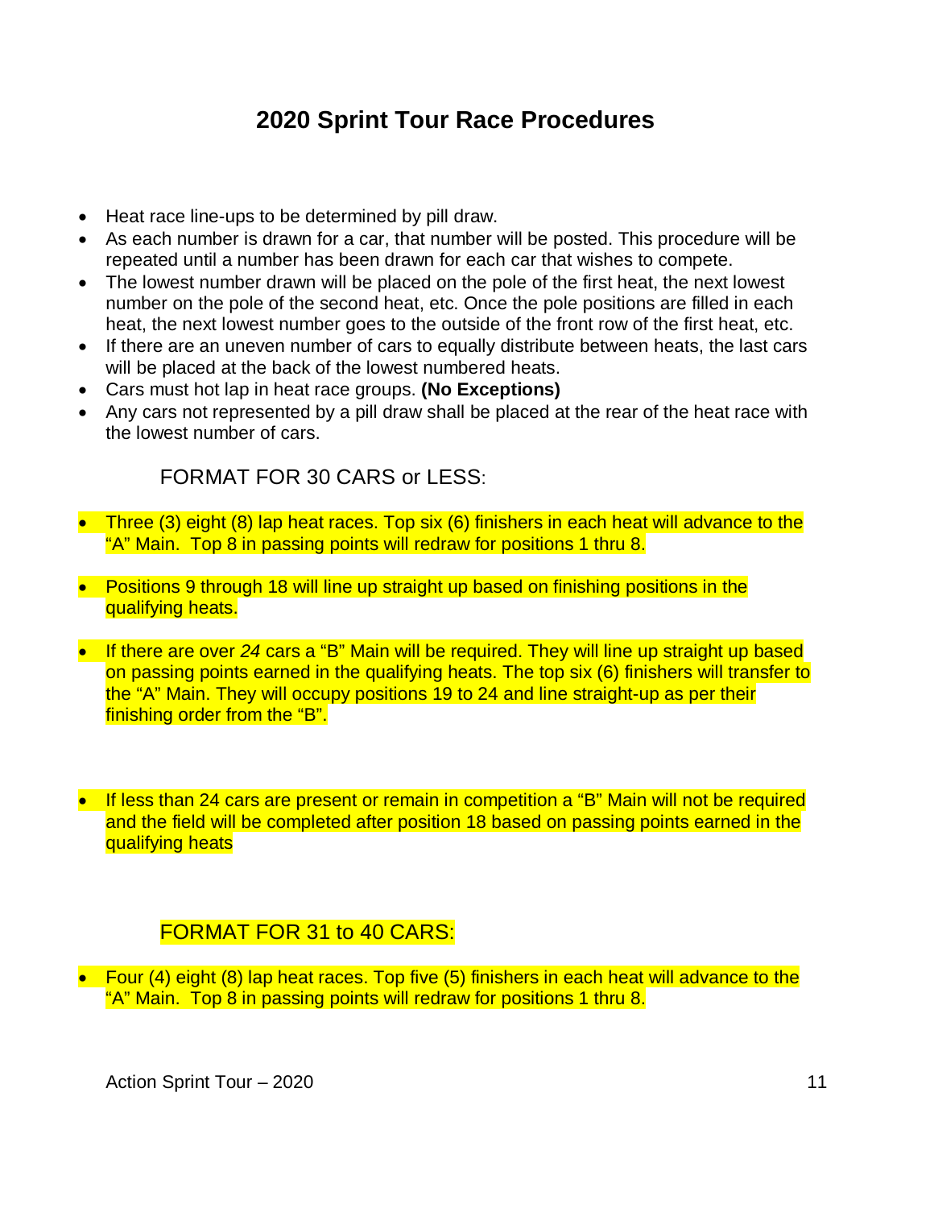# 2020 Sprint Tour Race Procedures

- Heat race line-ups to be determined by pill draw.
- As each number is drawn for a car, that number will be posted. This procedure will be repeated until a number has been drawn for each car that wishes to compete.
- The lowest number drawn will be placed on the pole of the first heat, the next lowest number on the pole of the second heat, etc. Once the pole positions are filled in each heat, the next lowest number goes to the outside of the front row of the first heat, etc.
- If there are an uneven number of cars to equally distribute between heats, the last cars will be placed at the back of the lowest numbered heats.
- Cars must hot lap in heat race groups. **(No Exceptions)**
- Any cars not represented by a pill draw shall be placed at the rear of the heat race with the lowest number of cars.

### FORMAT FOR 30 CARS or LESS:

- Three (3) eight (8) lap heat races. Top six (6) finishers in each heat will advance to the "A" Main. Top 8 in passing points will redraw for positions 1 thru 8.

- Positions 9 through 18 will line up straight up based on finishing positions in the qualifying heats.

- If there are over *24* cars a "B" Main will be required. They will line up straight up based on passing points earned in the qualifying heats. The top six (6) finishers will transfer to the "A" Main. They will occupy positions 19 to 24 and line straight-up as per their finishing order from the "B".

- If less than 24 cars are present or remain in competition a "B" Main will not be required and the field will be completed after position 18 based on passing points earned in the qualifying heats

### FORMAT FOR 31 to 40 CARS:

- Four (4) eight (8) lap heat races. Top five (5) finishers in each heat will advance to the "A" Main. Top 8 in passing points will redraw for positions 1 thru 8.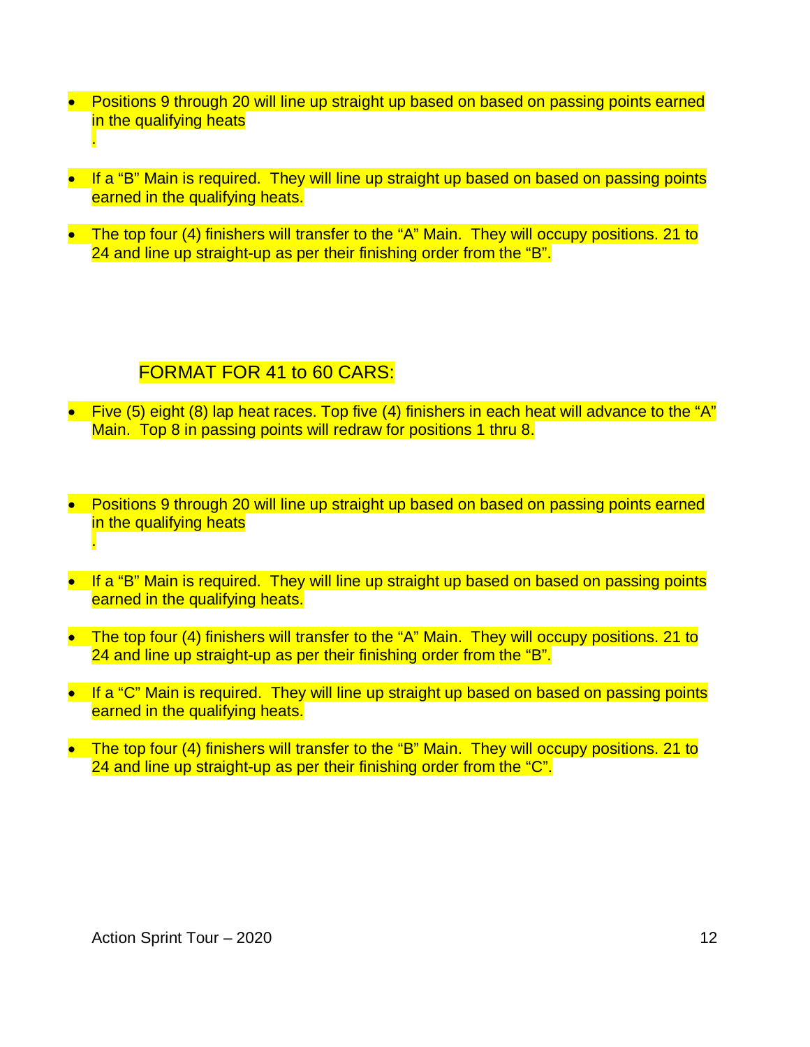- Positions 9 through 20 will line up straight up based on based on passing points earned in the qualifying heats
.
- If a "B" Main is required. They will line up straight up based on based on passing points earned in the qualifying heats.
- The top four (4) finishers will transfer to the "A" Main. They will occupy positions. 21 to 24 and line up straight-up as per their finishing order from the "B".

## FORMAT FOR 41 to 60 CARS:

- Five (5) eight (8) lap heat races. Top five (4) finishers in each heat will advance to the "A" Main. Top 8 in passing points will redraw for positions 1 thru 8.
- Positions 9 through 20 will line up straight up based on based on passing points earned in the qualifying heats
.
- If a "B" Main is required. They will line up straight up based on based on passing points earned in the qualifying heats.
- The top four (4) finishers will transfer to the "A" Main. They will occupy positions. 21 to 24 and line up straight-up as per their finishing order from the "B".
- If a "C" Main is required. They will line up straight up based on based on passing points earned in the qualifying heats.
- The top four (4) finishers will transfer to the "B" Main. They will occupy positions. 21 to 24 and line up straight-up as per their finishing order from the "C".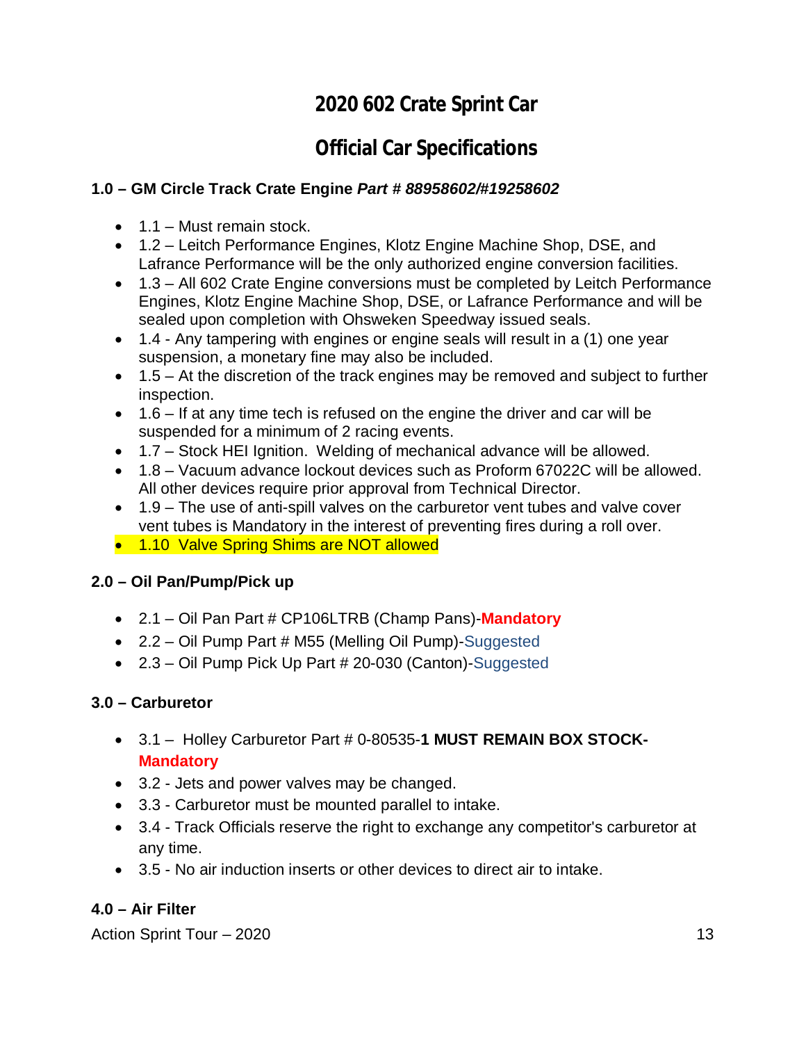# 2020 602 Crate Sprint Car

# Official Car Specifications

### 1.0 – GM Circle Track Crate Engine *Part # 88958602/#19258602*

- 1.1 – Must remain stock.
- 1.2 – Leitch Performance Engines, Klotz Engine Machine Shop, DSE, and Lafrance Performance will be the only authorized engine conversion facilities.
- 1.3 – All 602 Crate Engine conversions must be completed by Leitch Performance Engines, Klotz Engine Machine Shop, DSE, or Lafrance Performance and will be sealed upon completion with Ohsweken Speedway issued seals.
- 1.4 - Any tampering with engines or engine seals will result in a (1) one year suspension, a monetary fine may also be included.
- 1.5 – At the discretion of the track engines may be removed and subject to further inspection.
- 1.6 – If at any time tech is refused on the engine the driver and car will be suspended for a minimum of 2 racing events.
- 1.7 – Stock HEI Ignition. Welding of mechanical advance will be allowed.
- 1.8 – Vacuum advance lockout devices such as Proform 67022C will be allowed. All other devices require prior approval from Technical Director.
- 1.9 – The use of anti-spill valves on the carburetor vent tubes and valve cover vent tubes is Mandatory in the interest of preventing fires during a roll over.
- 1.10 Valve Spring Shims are NOT allowed

### 2.0 – Oil Pan/Pump/Pick up

- 2.1 – Oil Pan Part # CP106LTRB (Champ Pans)-**Mandatory**
- 2.2 – Oil Pump Part # M55 (Melling Oil Pump)-Suggested
- 2.3 – Oil Pump Pick Up Part # 20-030 (Canton)-Suggested

### 3.0 – Carburetor

- 3.1 – Holley Carburetor Part # 0-80535-**1 MUST REMAIN BOX STOCK-Mandatory**
- 3.2 - Jets and power valves may be changed.
- 3.3 - Carburetor must be mounted parallel to intake.
- 3.4 - Track Officials reserve the right to exchange any competitor's carburetor at any time.
- 3.5 - No air induction inserts or other devices to direct air to intake.

### 4.0 – Air Filter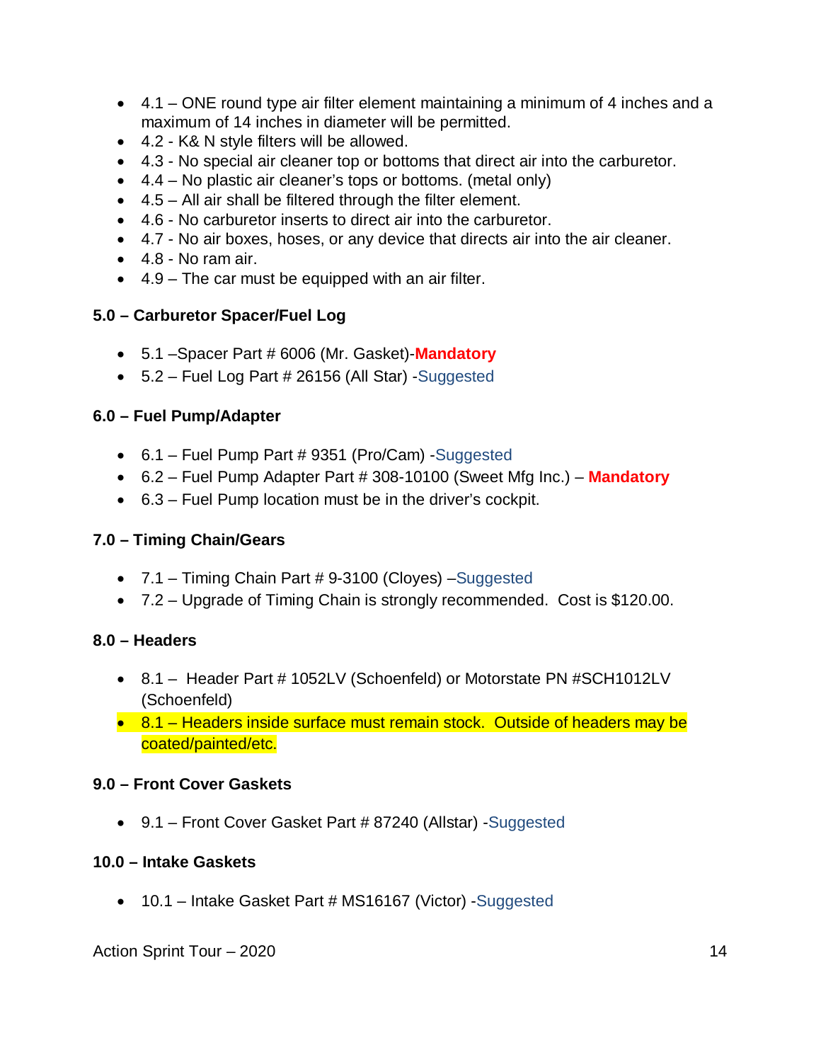- 4.1 – ONE round type air filter element maintaining a minimum of 4 inches and a maximum of 14 inches in diameter will be permitted.
- 4.2 - K& N style filters will be allowed.
- 4.3 - No special air cleaner top or bottoms that direct air into the carburetor.
- 4.4 – No plastic air cleaner's tops or bottoms. (metal only)
- 4.5 – All air shall be filtered through the filter element.
- 4.6 - No carburetor inserts to direct air into the carburetor.
- 4.7 - No air boxes, hoses, or any device that directs air into the air cleaner.
- 4.8 - No ram air.
- 4.9 – The car must be equipped with an air filter.

**5.0 – Carburetor Spacer/Fuel Log**

- 5.1 –Spacer Part # 6006 (Mr. Gasket)-**Mandatory**
- 5.2 – Fuel Log Part # 26156 (All Star) -Suggested

**6.0 – Fuel Pump/Adapter**

- 6.1 – Fuel Pump Part # 9351 (Pro/Cam) -Suggested
- 6.2 – Fuel Pump Adapter Part # 308-10100 (Sweet Mfg Inc.) – **Mandatory**
- 6.3 – Fuel Pump location must be in the driver's cockpit.

**7.0 – Timing Chain/Gears**

- 7.1 – Timing Chain Part # 9-3100 (Cloyes) –Suggested
- 7.2 – Upgrade of Timing Chain is strongly recommended. Cost is $120.00.

**8.0 – Headers**

- 8.1 – Header Part # 1052LV (Schoenfeld) or Motorstate PN #SCH1012LV (Schoenfeld)
- 8.1 – Headers inside surface must remain stock. Outside of headers may be coated/painted/etc.

**9.0 – Front Cover Gaskets**

- 9.1 – Front Cover Gasket Part # 87240 (Allstar) -Suggested

**10.0 – Intake Gaskets**

- 10.1 – Intake Gasket Part # MS16167 (Victor) -Suggested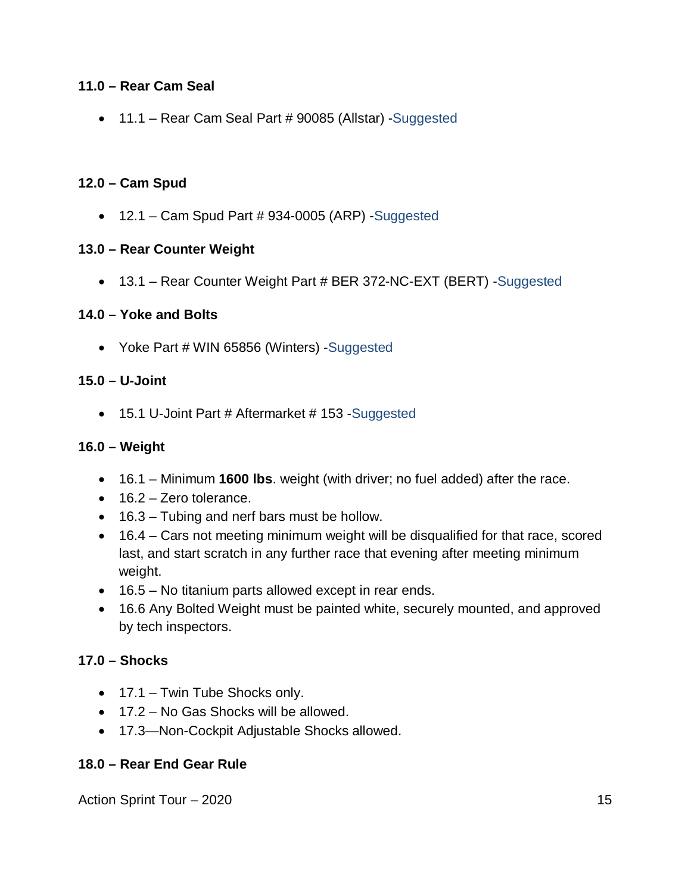**11.0 – Rear Cam Seal**

- 11.1 – Rear Cam Seal Part # 90085 (Allstar) -Suggested

**12.0 – Cam Spud**

- 12.1 – Cam Spud Part # 934-0005 (ARP) -Suggested

**13.0 – Rear Counter Weight**

- 13.1 – Rear Counter Weight Part # BER 372-NC-EXT (BERT) -Suggested

**14.0 – Yoke and Bolts**

- Yoke Part # WIN 65856 (Winters) -Suggested

**15.0 – U-Joint**

- 15.1 U-Joint Part # Aftermarket # 153 -Suggested

**16.0 – Weight**

- 16.1 – Minimum **1600 lbs**. weight (with driver; no fuel added) after the race.
- 16.2 – Zero tolerance.
- 16.3 – Tubing and nerf bars must be hollow.
- 16.4 – Cars not meeting minimum weight will be disqualified for that race, scored last, and start scratch in any further race that evening after meeting minimum weight.
- 16.5 – No titanium parts allowed except in rear ends.
- 16.6 Any Bolted Weight must be painted white, securely mounted, and approved by tech inspectors.

**17.0 – Shocks**

- 17.1 – Twin Tube Shocks only.
- 17.2 – No Gas Shocks will be allowed.
- 17.3—Non-Cockpit Adjustable Shocks allowed.

**18.0 – Rear End Gear Rule**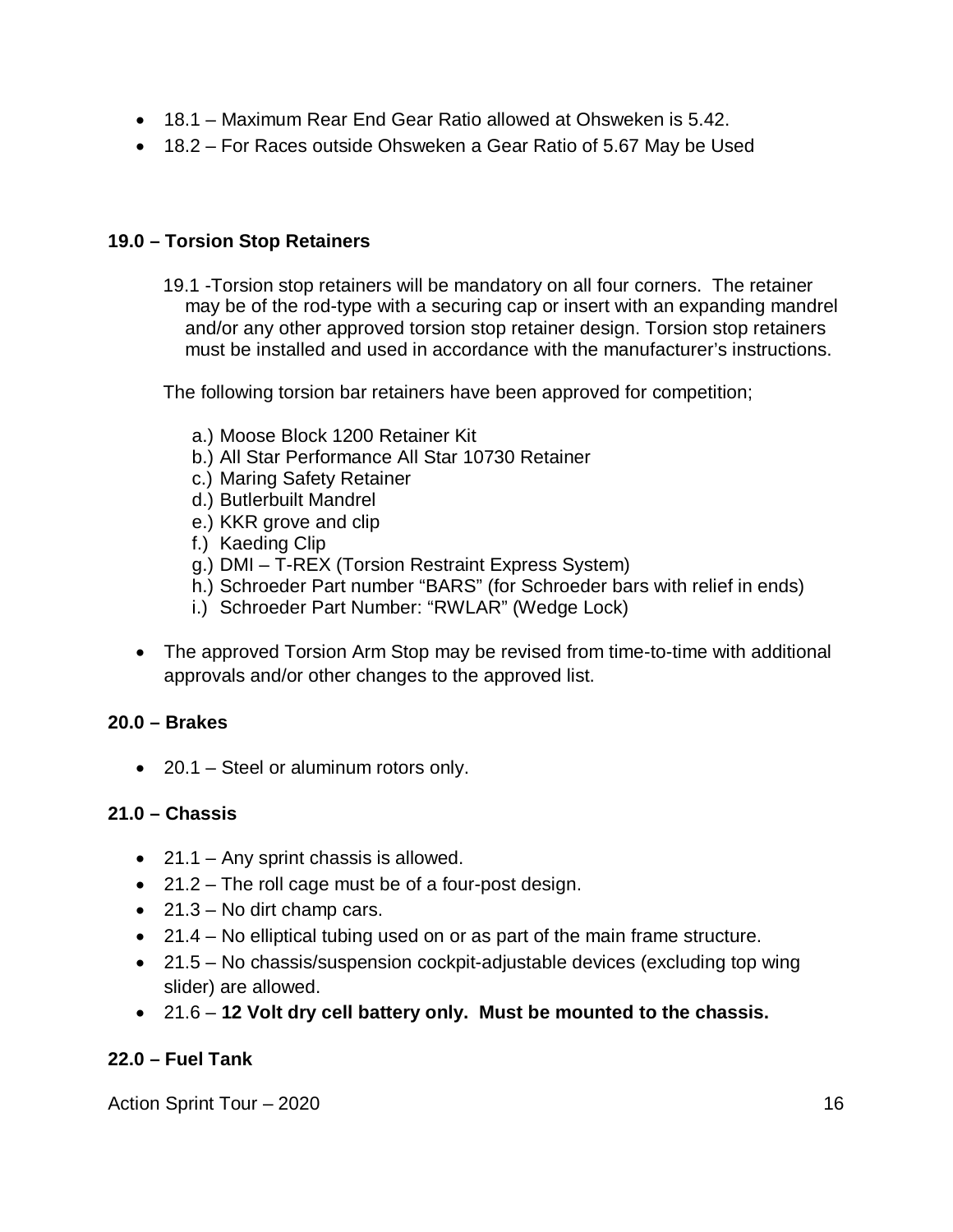- 18.1 – Maximum Rear End Gear Ratio allowed at Ohsweken is 5.42.
- 18.2 – For Races outside Ohsweken a Gear Ratio of 5.67 May be Used

### 19.0 – Torsion Stop Retainers

19.1 -Torsion stop retainers will be mandatory on all four corners. The retainer may be of the rod-type with a securing cap or insert with an expanding mandrel and/or any other approved torsion stop retainer design. Torsion stop retainers must be installed and used in accordance with the manufacturer's instructions.

The following torsion bar retainers have been approved for competition;

a.) Moose Block 1200 Retainer Kit
b.) All Star Performance All Star 10730 Retainer
c.) Maring Safety Retainer
d.) Butlerbuilt Mandrel
e.) KKR grove and clip
f.) Kaeding Clip
g.) DMI – T-REX (Torsion Restraint Express System)
h.) Schroeder Part number "BARS" (for Schroeder bars with relief in ends)
i.) Schroeder Part Number: "RWLAR" (Wedge Lock)

- The approved Torsion Arm Stop may be revised from time-to-time with additional approvals and/or other changes to the approved list.

### 20.0 – Brakes

- 20.1 – Steel or aluminum rotors only.

### 21.0 – Chassis

- 21.1 – Any sprint chassis is allowed.
- 21.2 – The roll cage must be of a four-post design.
- 21.3 – No dirt champ cars.
- 21.4 – No elliptical tubing used on or as part of the main frame structure.
- 21.5 – No chassis/suspension cockpit-adjustable devices (excluding top wing slider) are allowed.
- 21.6 – **12 Volt dry cell battery only. Must be mounted to the chassis.**

### 22.0 – Fuel Tank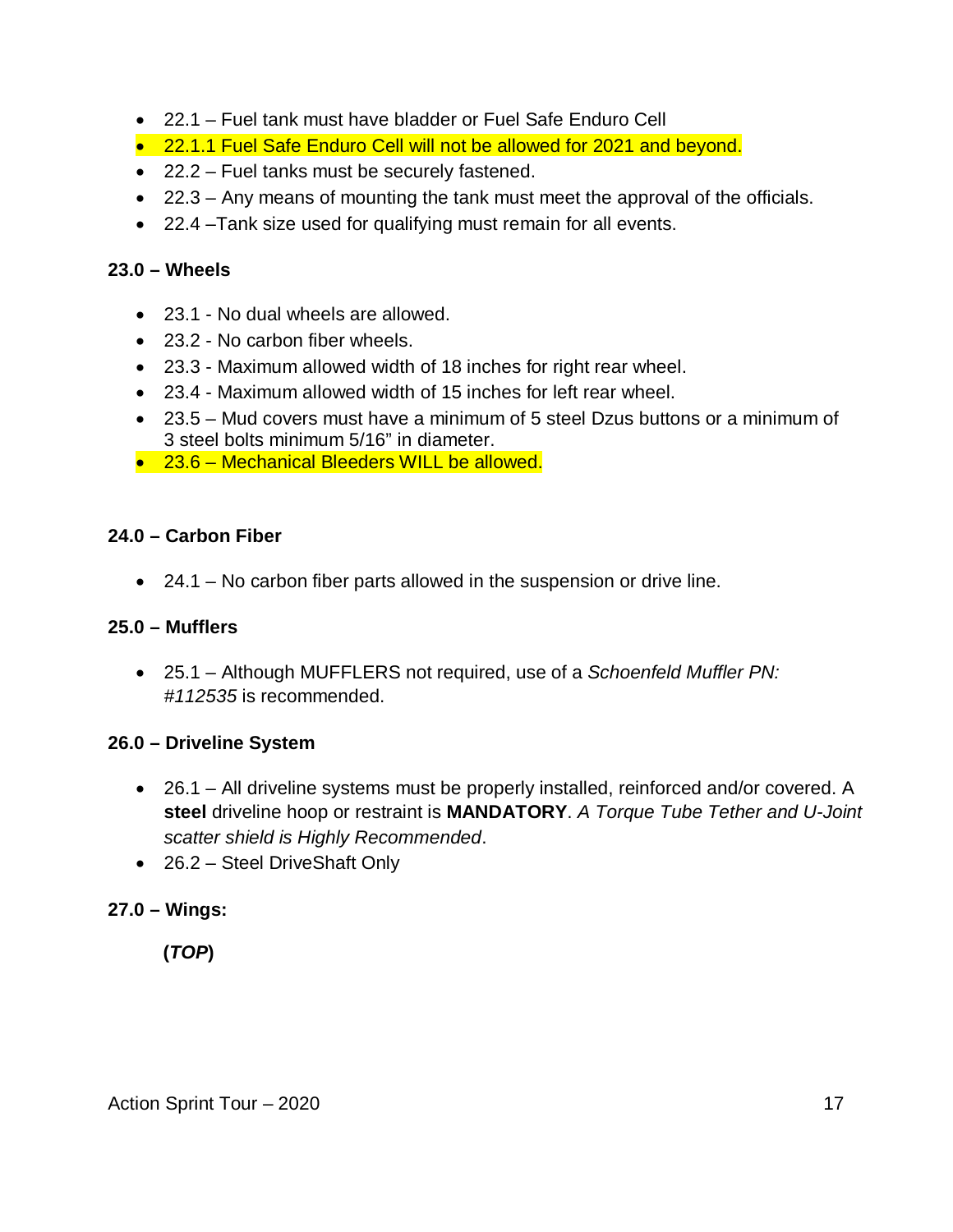- 22.1 – Fuel tank must have bladder or Fuel Safe Enduro Cell
- 22.1.1 Fuel Safe Enduro Cell will not be allowed for 2021 and beyond.
- 22.2 – Fuel tanks must be securely fastened.
- 22.3 – Any means of mounting the tank must meet the approval of the officials.
- 22.4 –Tank size used for qualifying must remain for all events.

**23.0 – Wheels**

- 23.1 - No dual wheels are allowed.
- 23.2 - No carbon fiber wheels.
- 23.3 - Maximum allowed width of 18 inches for right rear wheel.
- 23.4 - Maximum allowed width of 15 inches for left rear wheel.
- 23.5 – Mud covers must have a minimum of 5 steel Dzus buttons or a minimum of 3 steel bolts minimum 5/16" in diameter.
- 23.6 – Mechanical Bleeders WILL be allowed.

**24.0 – Carbon Fiber**

- 24.1 – No carbon fiber parts allowed in the suspension or drive line.

**25.0 – Mufflers**

- 25.1 – Although MUFFLERS not required, use of a *Schoenfeld Muffler PN: #112535* is recommended.

**26.0 – Driveline System**

- 26.1 – All driveline systems must be properly installed, reinforced and/or covered. A **steel** driveline hoop or restraint is **MANDATORY**. *A Torque Tube Tether and U-Joint scatter shield is Highly Recommended*.
- 26.2 – Steel DriveShaft Only

**27.0 – Wings:**

**(*TOP*)**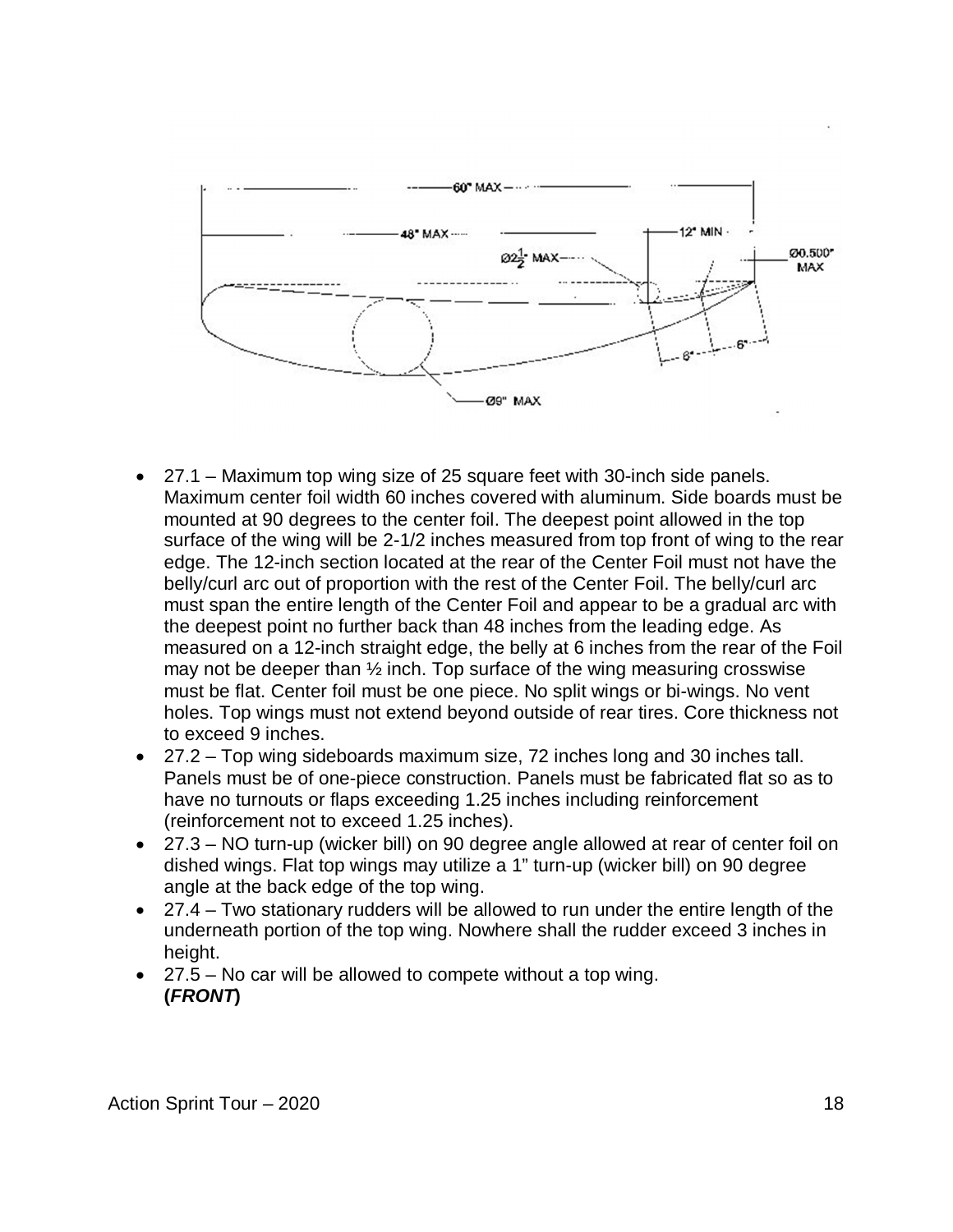- 27.1 – Maximum top wing size of 25 square feet with 30-inch side panels. Maximum center foil width 60 inches covered with aluminum. Side boards must be mounted at 90 degrees to the center foil. The deepest point allowed in the top surface of the wing will be 2-1/2 inches measured from top front of wing to the rear edge. The 12-inch section located at the rear of the Center Foil must not have the belly/curl arc out of proportion with the rest of the Center Foil. The belly/curl arc must span the entire length of the Center Foil and appear to be a gradual arc with the deepest point no further back than 48 inches from the leading edge. As measured on a 12-inch straight edge, the belly at 6 inches from the rear of the Foil may not be deeper than ½ inch. Top surface of the wing measuring crosswise must be flat. Center foil must be one piece. No split wings or bi-wings. No vent holes. Top wings must not extend beyond outside of rear tires. Core thickness not to exceed 9 inches.
- 27.2 – Top wing sideboards maximum size, 72 inches long and 30 inches tall. Panels must be of one-piece construction. Panels must be fabricated flat so as to have no turnouts or flaps exceeding 1.25 inches including reinforcement (reinforcement not to exceed 1.25 inches).
- 27.3 – NO turn-up (wicker bill) on 90 degree angle allowed at rear of center foil on dished wings. Flat top wings may utilize a 1" turn-up (wicker bill) on 90 degree angle at the back edge of the top wing.
- 27.4 – Two stationary rudders will be allowed to run under the entire length of the underneath portion of the top wing. Nowhere shall the rudder exceed 3 inches in height.
- 27.5 – No car will be allowed to compete without a top wing. **(*FRONT*)**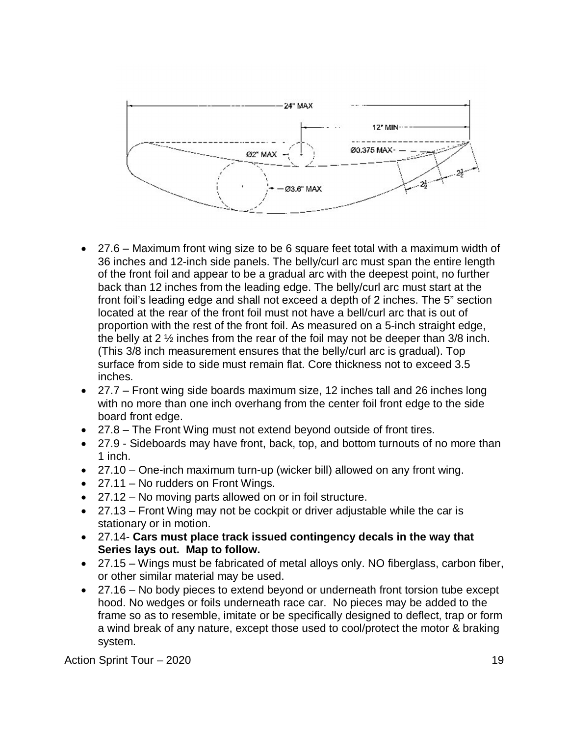- 27.6 – Maximum front wing size to be 6 square feet total with a maximum width of 36 inches and 12-inch side panels. The belly/curl arc must span the entire length of the front foil and appear to be a gradual arc with the deepest point, no further back than 12 inches from the leading edge. The belly/curl arc must start at the front foil's leading edge and shall not exceed a depth of 2 inches. The 5" section located at the rear of the front foil must not have a bell/curl arc that is out of proportion with the rest of the front foil. As measured on a 5-inch straight edge, the belly at 2 ½ inches from the rear of the foil may not be deeper than 3/8 inch. (This 3/8 inch measurement ensures that the belly/curl arc is gradual). Top surface from side to side must remain flat. Core thickness not to exceed 3.5 inches.
- 27.7 – Front wing side boards maximum size, 12 inches tall and 26 inches long with no more than one inch overhang from the center foil front edge to the side board front edge.
- 27.8 – The Front Wing must not extend beyond outside of front tires.
- 27.9 - Sideboards may have front, back, top, and bottom turnouts of no more than 1 inch.
- 27.10 – One-inch maximum turn-up (wicker bill) allowed on any front wing.
- 27.11 – No rudders on Front Wings.
- 27.12 – No moving parts allowed on or in foil structure.
- 27.13 – Front Wing may not be cockpit or driver adjustable while the car is stationary or in motion.
- 27.14- **Cars must place track issued contingency decals in the way that Series lays out. Map to follow.**
- 27.15 – Wings must be fabricated of metal alloys only. NO fiberglass, carbon fiber, or other similar material may be used.
- 27.16 – No body pieces to extend beyond or underneath front torsion tube except hood. No wedges or foils underneath race car. No pieces may be added to the frame so as to resemble, imitate or be specifically designed to deflect, trap or form a wind break of any nature, except those used to cool/protect the motor & braking system.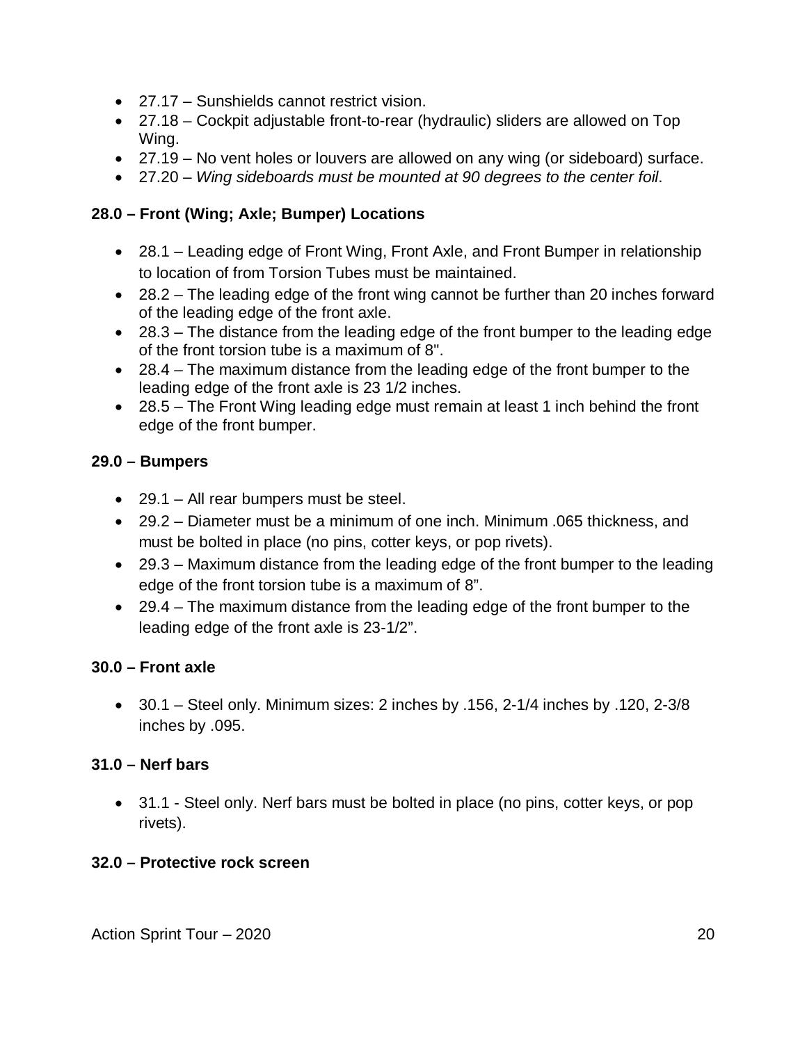- 27.17 – Sunshields cannot restrict vision.
- 27.18 – Cockpit adjustable front-to-rear (hydraulic) sliders are allowed on Top Wing.
- 27.19 – No vent holes or louvers are allowed on any wing (or sideboard) surface.
- 27.20 – *Wing sideboards must be mounted at 90 degrees to the center foil*.

**28.0 – Front (Wing; Axle; Bumper) Locations**

- 28.1 – Leading edge of Front Wing, Front Axle, and Front Bumper in relationship to location of from Torsion Tubes must be maintained.
- 28.2 – The leading edge of the front wing cannot be further than 20 inches forward of the leading edge of the front axle.
- 28.3 – The distance from the leading edge of the front bumper to the leading edge of the front torsion tube is a maximum of 8".
- 28.4 – The maximum distance from the leading edge of the front bumper to the leading edge of the front axle is 23 1/2 inches.
- 28.5 – The Front Wing leading edge must remain at least 1 inch behind the front edge of the front bumper.

**29.0 – Bumpers**

- 29.1 – All rear bumpers must be steel.
- 29.2 – Diameter must be a minimum of one inch. Minimum .065 thickness, and must be bolted in place (no pins, cotter keys, or pop rivets).
- 29.3 – Maximum distance from the leading edge of the front bumper to the leading edge of the front torsion tube is a maximum of 8".
- 29.4 – The maximum distance from the leading edge of the front bumper to the leading edge of the front axle is 23-1/2".

**30.0 – Front axle**

- 30.1 – Steel only. Minimum sizes: 2 inches by .156, 2-1/4 inches by .120, 2-3/8 inches by .095.

**31.0 – Nerf bars**

- 31.1 - Steel only. Nerf bars must be bolted in place (no pins, cotter keys, or pop rivets).

**32.0 – Protective rock screen**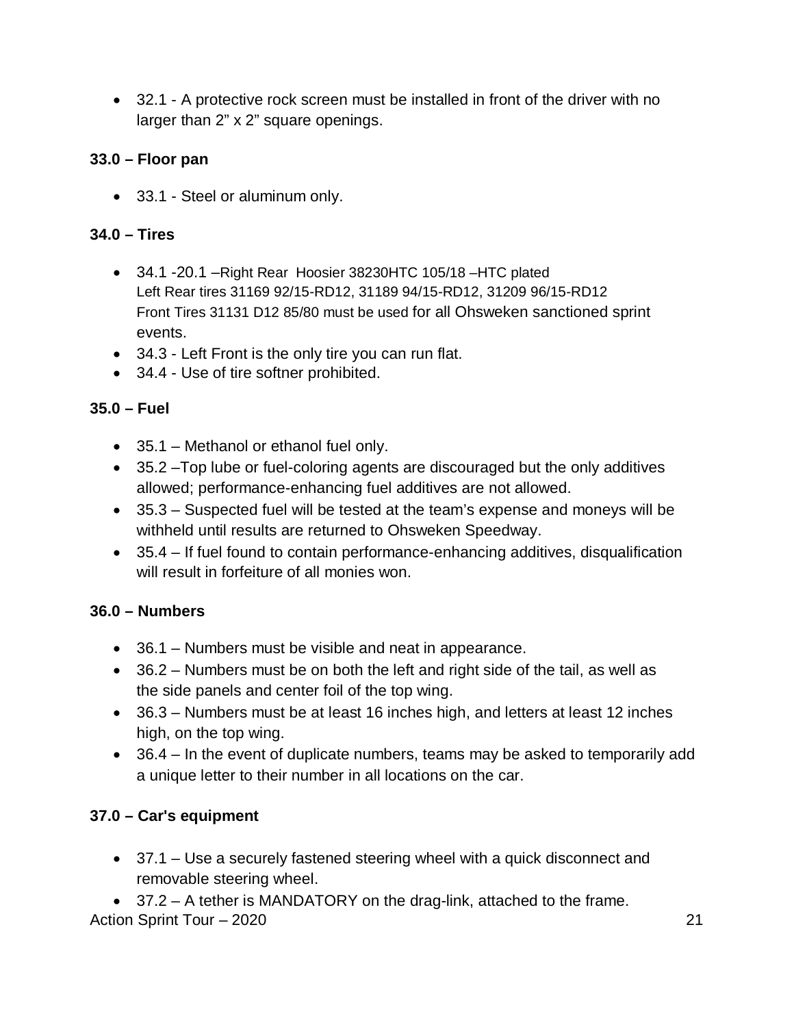- 32.1 - A protective rock screen must be installed in front of the driver with no larger than 2" x 2" square openings.

**33.0 – Floor pan**

- 33.1 - Steel or aluminum only.

**34.0 – Tires**

- 34.1 -20.1 –Right Rear Hoosier 38230HTC 105/18 –HTC plated
  Left Rear tires 31169 92/15-RD12, 31189 94/15-RD12, 31209 96/15-RD12
  Front Tires 31131 D12 85/80 must be used for all Ohsweken sanctioned sprint events.
- 34.3 - Left Front is the only tire you can run flat.
- 34.4 - Use of tire softner prohibited.

**35.0 – Fuel**

- 35.1 – Methanol or ethanol fuel only.
- 35.2 –Top lube or fuel-coloring agents are discouraged but the only additives allowed; performance-enhancing fuel additives are not allowed.
- 35.3 – Suspected fuel will be tested at the team's expense and moneys will be withheld until results are returned to Ohsweken Speedway.
- 35.4 – If fuel found to contain performance-enhancing additives, disqualification will result in forfeiture of all monies won.

**36.0 – Numbers**

- 36.1 – Numbers must be visible and neat in appearance.
- 36.2 – Numbers must be on both the left and right side of the tail, as well as the side panels and center foil of the top wing.
- 36.3 – Numbers must be at least 16 inches high, and letters at least 12 inches high, on the top wing.
- 36.4 – In the event of duplicate numbers, teams may be asked to temporarily add a unique letter to their number in all locations on the car.

**37.0 – Car's equipment**

- 37.1 – Use a securely fastened steering wheel with a quick disconnect and removable steering wheel.
- 37.2 – A tether is MANDATORY on the drag-link, attached to the frame.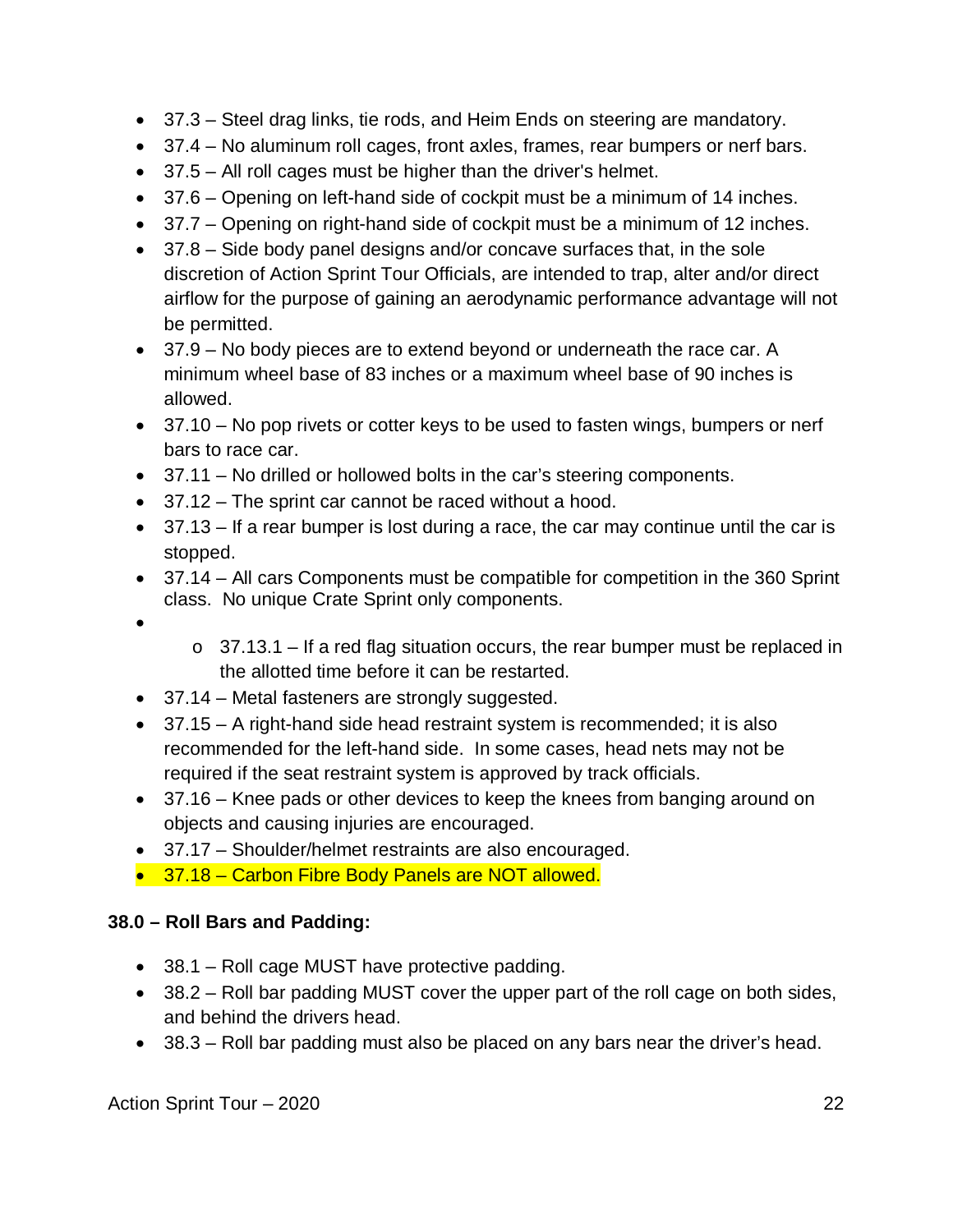- 37.3 – Steel drag links, tie rods, and Heim Ends on steering are mandatory.
- 37.4 – No aluminum roll cages, front axles, frames, rear bumpers or nerf bars.
- 37.5 – All roll cages must be higher than the driver's helmet.
- 37.6 – Opening on left-hand side of cockpit must be a minimum of 14 inches.
- 37.7 – Opening on right-hand side of cockpit must be a minimum of 12 inches.
- 37.8 – Side body panel designs and/or concave surfaces that, in the sole discretion of Action Sprint Tour Officials, are intended to trap, alter and/or direct airflow for the purpose of gaining an aerodynamic performance advantage will not be permitted.
- 37.9 – No body pieces are to extend beyond or underneath the race car. A minimum wheel base of 83 inches or a maximum wheel base of 90 inches is allowed.
- 37.10 – No pop rivets or cotter keys to be used to fasten wings, bumpers or nerf bars to race car.
- 37.11 – No drilled or hollowed bolts in the car's steering components.
- 37.12 – The sprint car cannot be raced without a hood.
- 37.13 – If a rear bumper is lost during a race, the car may continue until the car is stopped.
- 37.14 – All cars Components must be compatible for competition in the 360 Sprint class. No unique Crate Sprint only components.
- 
    - 37.13.1 – If a red flag situation occurs, the rear bumper must be replaced in the allotted time before it can be restarted.
- 37.14 – Metal fasteners are strongly suggested.
- 37.15 – A right-hand side head restraint system is recommended; it is also recommended for the left-hand side. In some cases, head nets may not be required if the seat restraint system is approved by track officials.
- 37.16 – Knee pads or other devices to keep the knees from banging around on objects and causing injuries are encouraged.
- 37.17 – Shoulder/helmet restraints are also encouraged.
- 37.18 – Carbon Fibre Body Panels are NOT allowed.

**38.0 – Roll Bars and Padding:**

- 38.1 – Roll cage MUST have protective padding.
- 38.2 – Roll bar padding MUST cover the upper part of the roll cage on both sides, and behind the drivers head.
- 38.3 – Roll bar padding must also be placed on any bars near the driver's head.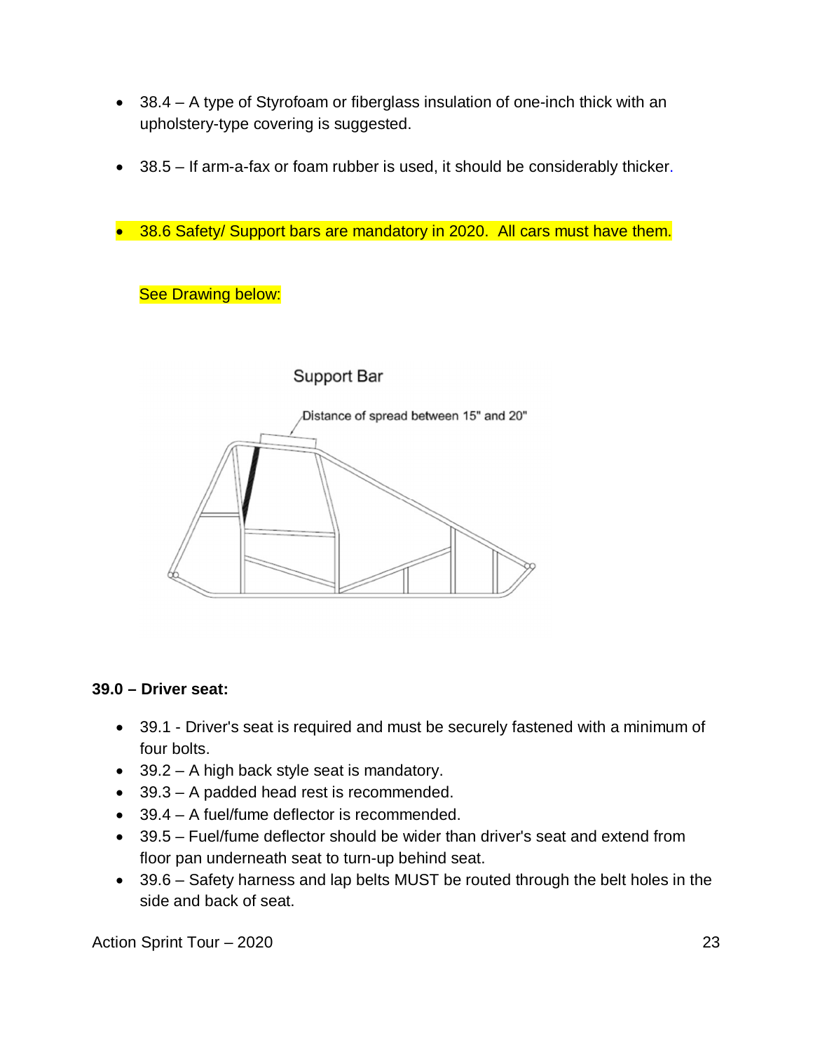- 38.4 – A type of Styrofoam or fiberglass insulation of one-inch thick with an upholstery-type covering is suggested.

- 38.5 – If arm-a-fax or foam rubber is used, it should be considerably thicker.

- 38.6 Safety/ Support bars are mandatory in 2020. All cars must have them.

  See Drawing below:

Support Bar

Distance of spread between 15" and 20"

**39.0 – Driver seat:**

- 39.1 - Driver's seat is required and must be securely fastened with a minimum of four bolts.
- 39.2 – A high back style seat is mandatory.
- 39.3 – A padded head rest is recommended.
- 39.4 – A fuel/fume deflector is recommended.
- 39.5 – Fuel/fume deflector should be wider than driver's seat and extend from floor pan underneath seat to turn-up behind seat.
- 39.6 – Safety harness and lap belts MUST be routed through the belt holes in the side and back of seat.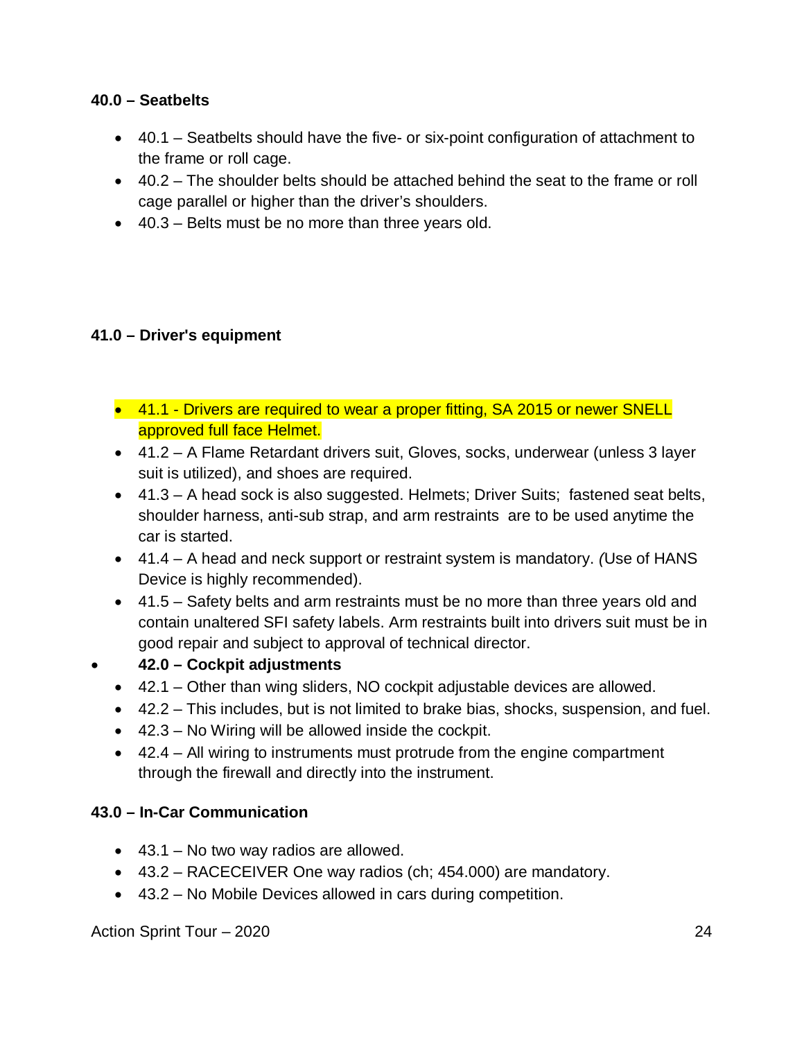**40.0 – Seatbelts**

- 40.1 – Seatbelts should have the five- or six-point configuration of attachment to the frame or roll cage.
- 40.2 – The shoulder belts should be attached behind the seat to the frame or roll cage parallel or higher than the driver's shoulders.
- 40.3 – Belts must be no more than three years old.

**41.0 – Driver's equipment**

- 41.1 - Drivers are required to wear a proper fitting, SA 2015 or newer SNELL approved full face Helmet.
- 41.2 – A Flame Retardant drivers suit, Gloves, socks, underwear (unless 3 layer suit is utilized), and shoes are required.
- 41.3 – A head sock is also suggested. Helmets; Driver Suits; fastened seat belts, shoulder harness, anti-sub strap, and arm restraints are to be used anytime the car is started.
- 41.4 – A head and neck support or restraint system is mandatory. *(*Use of HANS Device is highly recommended).
- 41.5 – Safety belts and arm restraints must be no more than three years old and contain unaltered SFI safety labels. Arm restraints built into drivers suit must be in good repair and subject to approval of technical director.

**42.0 – Cockpit adjustments**

- 42.1 – Other than wing sliders, NO cockpit adjustable devices are allowed.
- 42.2 – This includes, but is not limited to brake bias, shocks, suspension, and fuel.
- 42.3 – No Wiring will be allowed inside the cockpit.
- 42.4 – All wiring to instruments must protrude from the engine compartment through the firewall and directly into the instrument.

**43.0 – In-Car Communication**

- 43.1 – No two way radios are allowed.
- 43.2 – RACECEIVER One way radios (ch; 454.000) are mandatory.
- 43.2 – No Mobile Devices allowed in cars during competition.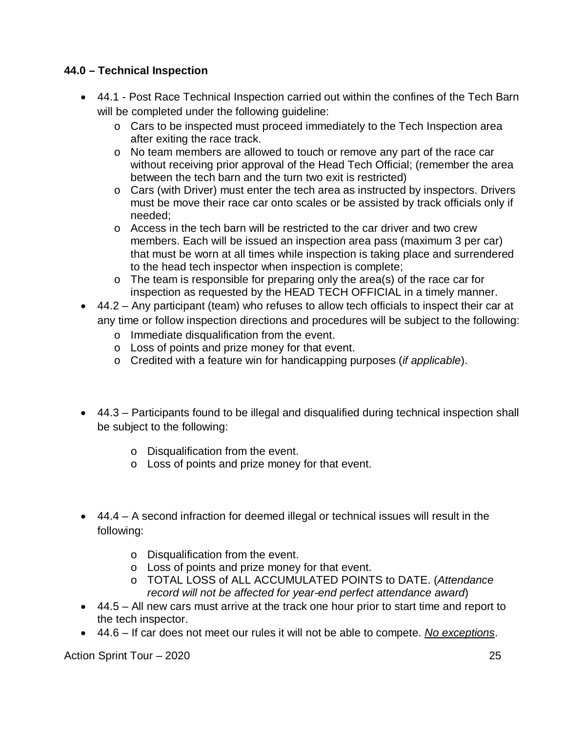**44.0 – Technical Inspection**

- 44.1 - Post Race Technical Inspection carried out within the confines of the Tech Barn will be completed under the following guideline:
  - Cars to be inspected must proceed immediately to the Tech Inspection area after exiting the race track.
  - No team members are allowed to touch or remove any part of the race car without receiving prior approval of the Head Tech Official; (remember the area between the tech barn and the turn two exit is restricted)
  - Cars (with Driver) must enter the tech area as instructed by inspectors. Drivers must be move their race car onto scales or be assisted by track officials only if needed;
  - Access in the tech barn will be restricted to the car driver and two crew members. Each will be issued an inspection area pass (maximum 3 per car) that must be worn at all times while inspection is taking place and surrendered to the head tech inspector when inspection is complete;
  - The team is responsible for preparing only the area(s) of the race car for inspection as requested by the HEAD TECH OFFICIAL in a timely manner.
- 44.2 – Any participant (team) who refuses to allow tech officials to inspect their car at any time or follow inspection directions and procedures will be subject to the following:
  - Immediate disqualification from the event.
  - Loss of points and prize money for that event.
  - Credited with a feature win for handicapping purposes (*if applicable*).

- 44.3 – Participants found to be illegal and disqualified during technical inspection shall be subject to the following:
  - Disqualification from the event.
  - Loss of points and prize money for that event.

- 44.4 – A second infraction for deemed illegal or technical issues will result in the following:
  - Disqualification from the event.
  - Loss of points and prize money for that event.
  - TOTAL LOSS of ALL ACCUMULATED POINTS to DATE. (*Attendance record will not be affected for year-end perfect attendance award*)
- 44.5 – All new cars must arrive at the track one hour prior to start time and report to the tech inspector.
- 44.6 – If car does not meet our rules it will not be able to compete. *No exceptions*.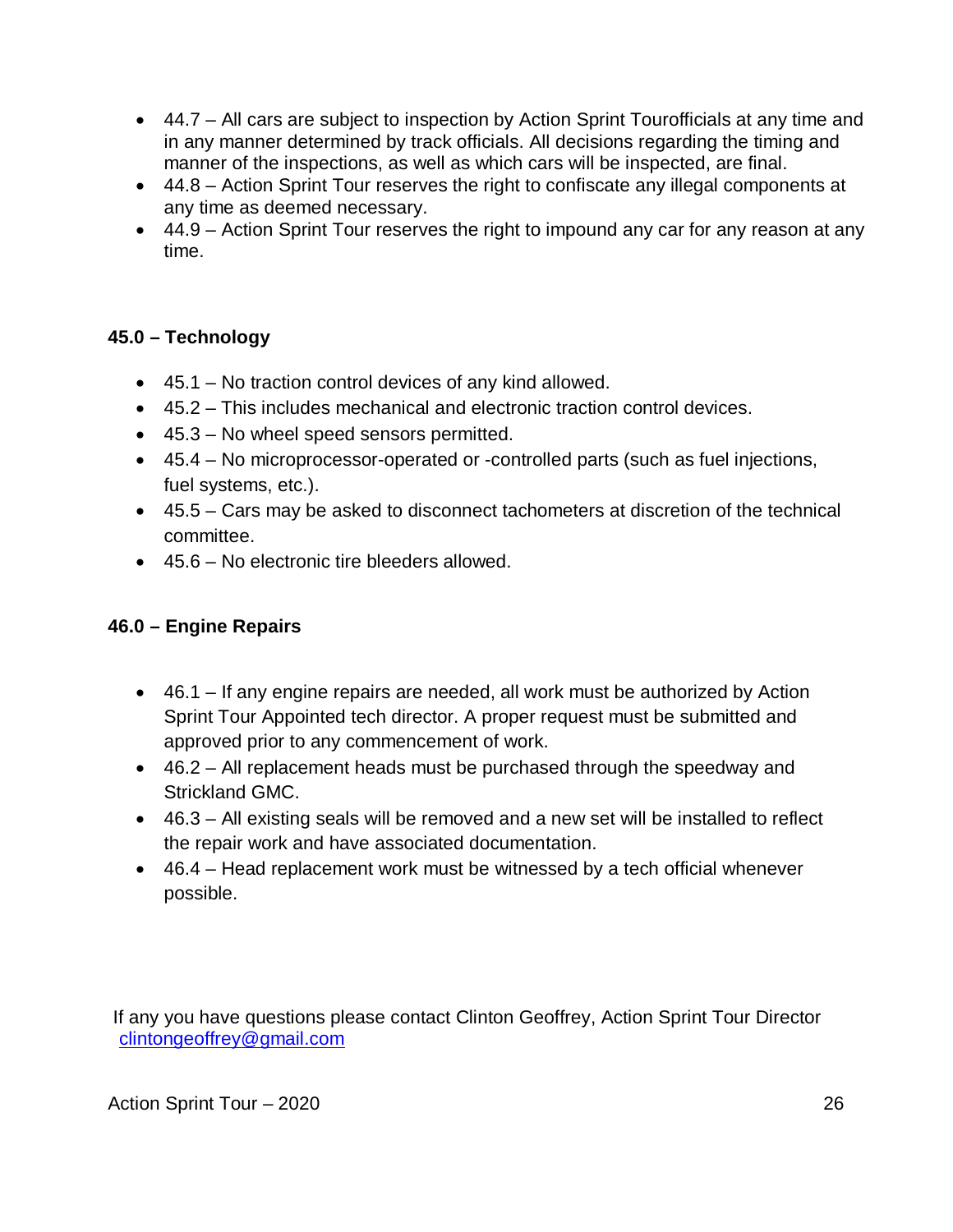- 44.7 – All cars are subject to inspection by Action Sprint Tourofficials at any time and in any manner determined by track officials. All decisions regarding the timing and manner of the inspections, as well as which cars will be inspected, are final.
- 44.8 – Action Sprint Tour reserves the right to confiscate any illegal components at any time as deemed necessary.
- 44.9 – Action Sprint Tour reserves the right to impound any car for any reason at any time.

**45.0 – Technology**

- 45.1 – No traction control devices of any kind allowed.
- 45.2 – This includes mechanical and electronic traction control devices.
- 45.3 – No wheel speed sensors permitted.
- 45.4 – No microprocessor-operated or -controlled parts (such as fuel injections, fuel systems, etc.).
- 45.5 – Cars may be asked to disconnect tachometers at discretion of the technical committee.
- 45.6 – No electronic tire bleeders allowed.

**46.0 – Engine Repairs**

- 46.1 – If any engine repairs are needed, all work must be authorized by Action Sprint Tour Appointed tech director. A proper request must be submitted and approved prior to any commencement of work.
- 46.2 – All replacement heads must be purchased through the speedway and Strickland GMC.
- 46.3 – All existing seals will be removed and a new set will be installed to reflect the repair work and have associated documentation.
- 46.4 – Head replacement work must be witnessed by a tech official whenever possible.

If any you have questions please contact Clinton Geoffrey, Action Sprint Tour Director
clintongeoffrey@gmail.com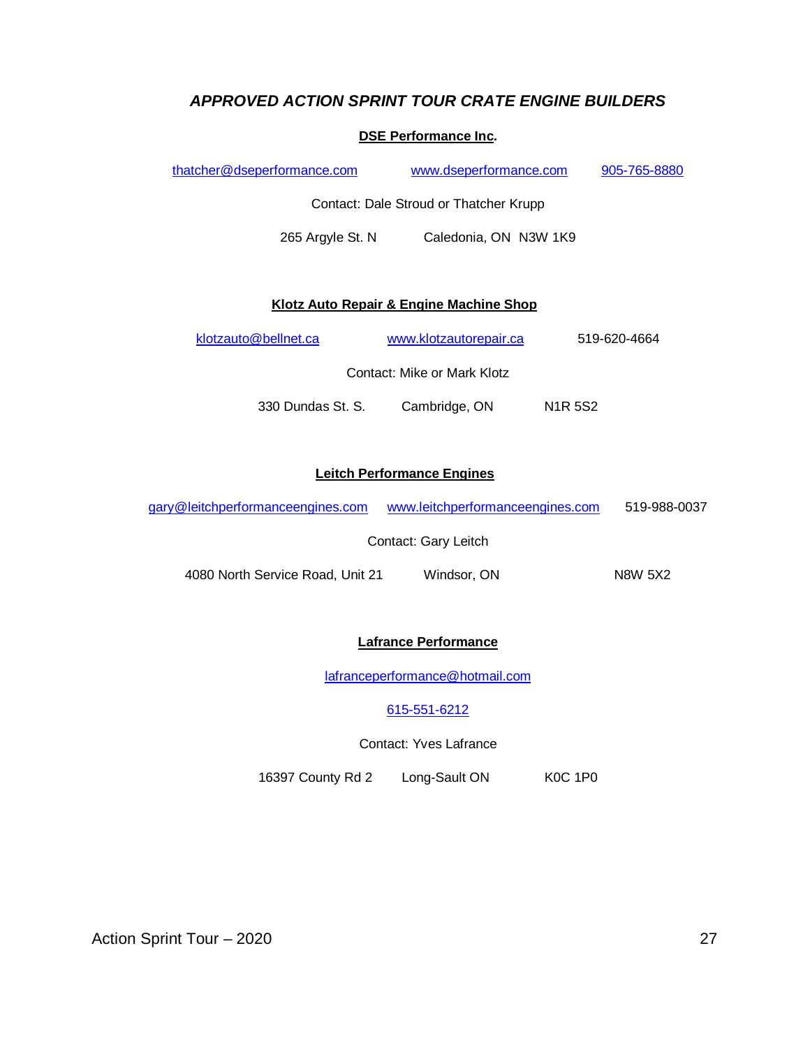## *APPROVED ACTION SPRINT TOUR CRATE ENGINE BUILDERS*

### DSE Performance Inc.

thatcher@dseperformance.com www.dseperformance.com 905-765-8880

Contact: Dale Stroud or Thatcher Krupp

265 Argyle St. N Caledonia, ON N3W 1K9

### Klotz Auto Repair & Engine Machine Shop

klotzauto@bellnet.ca www.klotzautorepair.ca 519-620-4664

Contact: Mike or Mark Klotz

330 Dundas St. S. Cambridge, ON N1R 5S2

### Leitch Performance Engines

gary@leitchperformanceengines.com www.leitchperformanceengines.com 519-988-0037

Contact: Gary Leitch

4080 North Service Road, Unit 21 Windsor, ON N8W 5X2

### Lafrance Performance

lafranceperformance@hotmail.com

615-551-6212

Contact: Yves Lafrance

16397 County Rd 2 Long-Sault ON K0C 1P0